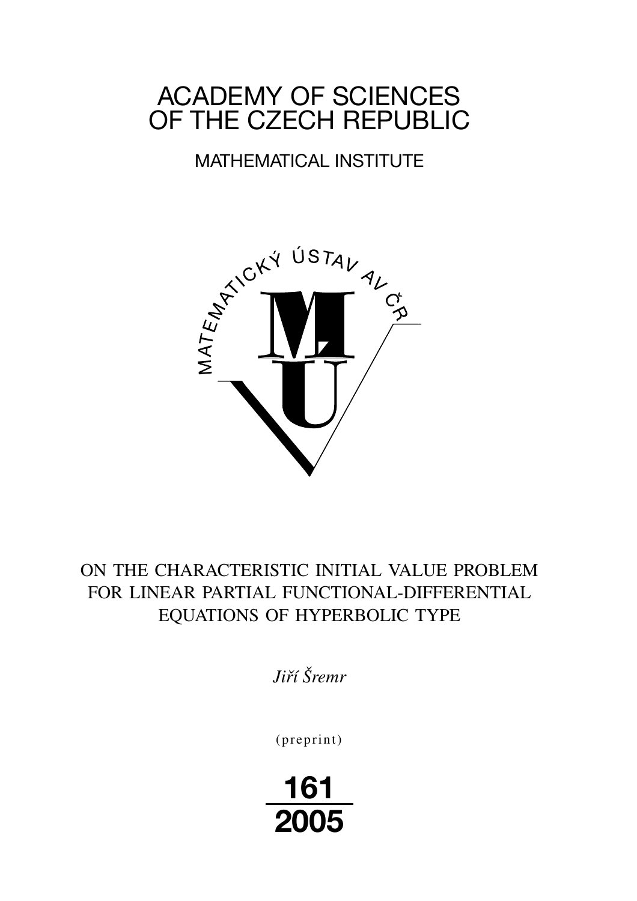# ACADEMY OF SCIENCES OF THE CZECH REPUBLIC

MATHEMATICAL INSTITUTE

MATEMATICKÝ ÚSTAV AV ČR

## ON THE CHARACTERISTIC INITIAL VALUE PROBLEM FOR LINEAR PARTIAL FUNCTIONAL-DIFFERENTIAL EQUATIONS OF HYPERBOLIC TYPE

*Jiří Šremr*

(preprint)

**161**

**2005**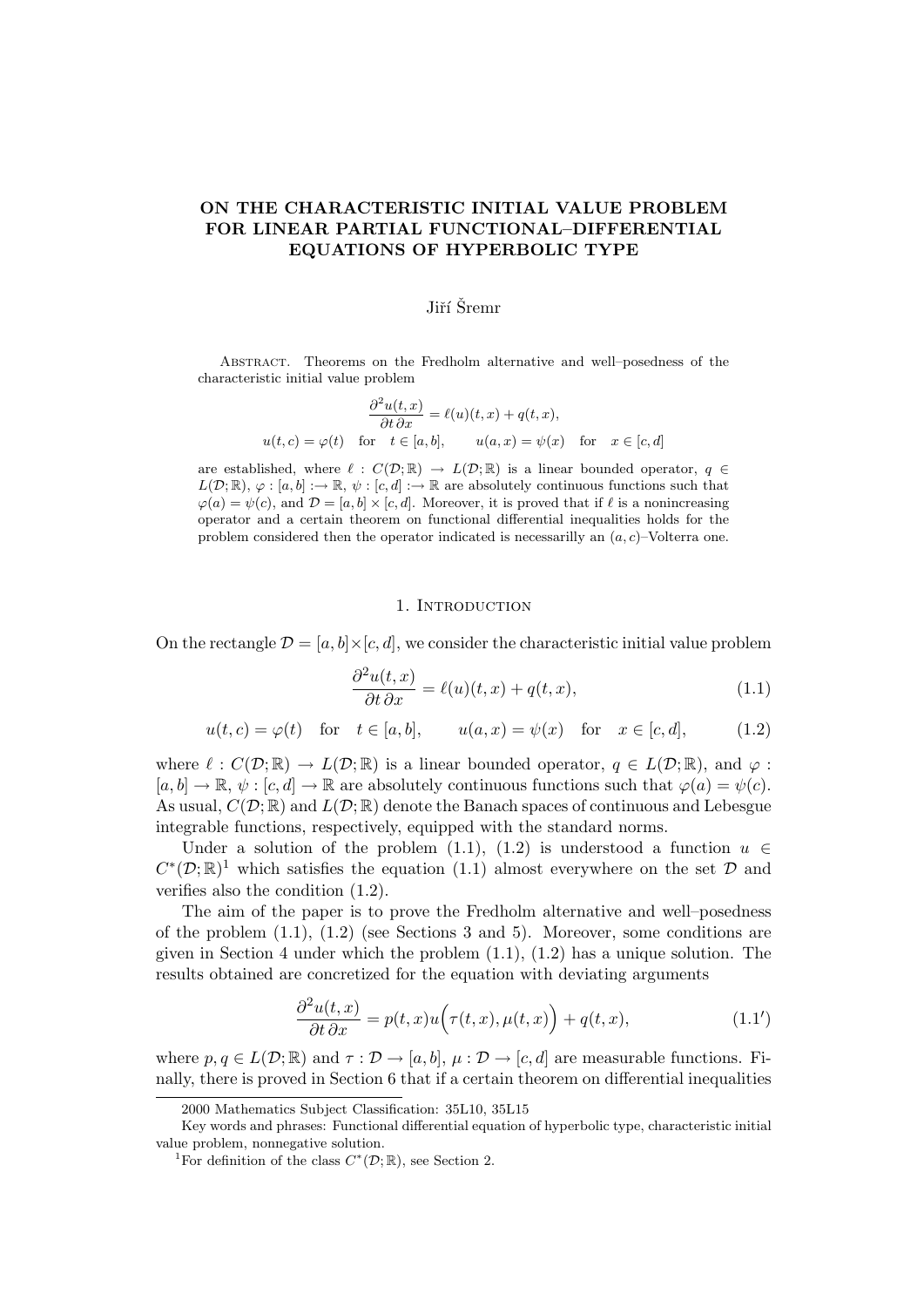# ON THE CHARACTERISTIC INITIAL VALUE PROBLEM FOR LINEAR PARTIAL FUNCTIONAL–DIFFERENTIAL EQUATIONS OF HYPERBOLIC TYPE

Jiří Šremr

Abstract. Theorems on the Fredholm alternative and well–posedness of the characteristic initial value problem

$$\frac{\partial^2 u(t,x)}{\partial t\,\partial x} = \ell(u)(t,x) + q(t,x),$$

$$u(t,c) = \varphi(t) \quad \text{for} \quad t \in [a,b], \qquad u(a,x) = \psi(x) \quad \text{for} \quad x \in [c,d]$$

are established, where $\ell : C(\mathcal{D};\mathbb{R}) \to L(\mathcal{D};\mathbb{R})$ is a linear bounded operator, $q \in L(\mathcal{D};\mathbb{R})$, $\varphi : [a,b] :\to \mathbb{R}$, $\psi : [c,d] :\to \mathbb{R}$ are absolutely continuous functions such that $\varphi(a) = \psi(c)$, and $\mathcal{D} = [a,b]\times[c,d]$. Moreover, it is proved that if $\ell$ is a nonincreasing operator and a certain theorem on functional differential inequalities holds for the problem considered then the operator indicated is necessarilly an $(a,c)$–Volterra one.

## 1. Introduction

On the rectangle $\mathcal{D} = [a,b]\times[c,d]$, we consider the characteristic initial value problem

$$\frac{\partial^2 u(t,x)}{\partial t\,\partial x} = \ell(u)(t,x) + q(t,x), \tag{1.1}$$

$$u(t,c) = \varphi(t) \quad \text{for} \quad t \in [a,b], \qquad u(a,x) = \psi(x) \quad \text{for} \quad x \in [c,d], \tag{1.2}$$

where $\ell : C(\mathcal{D};\mathbb{R}) \to L(\mathcal{D};\mathbb{R})$ is a linear bounded operator, $q \in L(\mathcal{D};\mathbb{R})$, and $\varphi : [a,b] \to \mathbb{R}$, $\psi : [c,d] \to \mathbb{R}$ are absolutely continuous functions such that $\varphi(a) = \psi(c)$. As usual, $C(\mathcal{D};\mathbb{R})$ and $L(\mathcal{D};\mathbb{R})$ denote the Banach spaces of continuous and Lebesgue integrable functions, respectively, equipped with the standard norms.

Under a solution of the problem (1.1), (1.2) is understood a function $u \in C^*(\mathcal{D};\mathbb{R})$[1] which satisfies the equation (1.1) almost everywhere on the set $\mathcal{D}$ and verifies also the condition (1.2).

The aim of the paper is to prove the Fredholm alternative and well–posedness of the problem (1.1), (1.2) (see Sections 3 and 5). Moreover, some conditions are given in Section 4 under which the problem (1.1), (1.2) has a unique solution. The results obtained are concretized for the equation with deviating arguments

$$\frac{\partial^2 u(t,x)}{\partial t\,\partial x} = p(t,x)u\Big(\tau(t,x),\mu(t,x)\Big) + q(t,x), \tag{1.1$'$}$$

where $p, q \in L(\mathcal{D};\mathbb{R})$ and $\tau : \mathcal{D} \to [a,b]$, $\mu : \mathcal{D} \to [c,d]$ are measurable functions. Finally, there is proved in Section 6 that if a certain theorem on differential inequalities

2000 Mathematics Subject Classification: 35L10, 35L15

Key words and phrases: Functional differential equation of hyperbolic type, characteristic initial value problem, nonnegative solution.

[1] For definition of the class $C^*(\mathcal{D};\mathbb{R})$, see Section 2.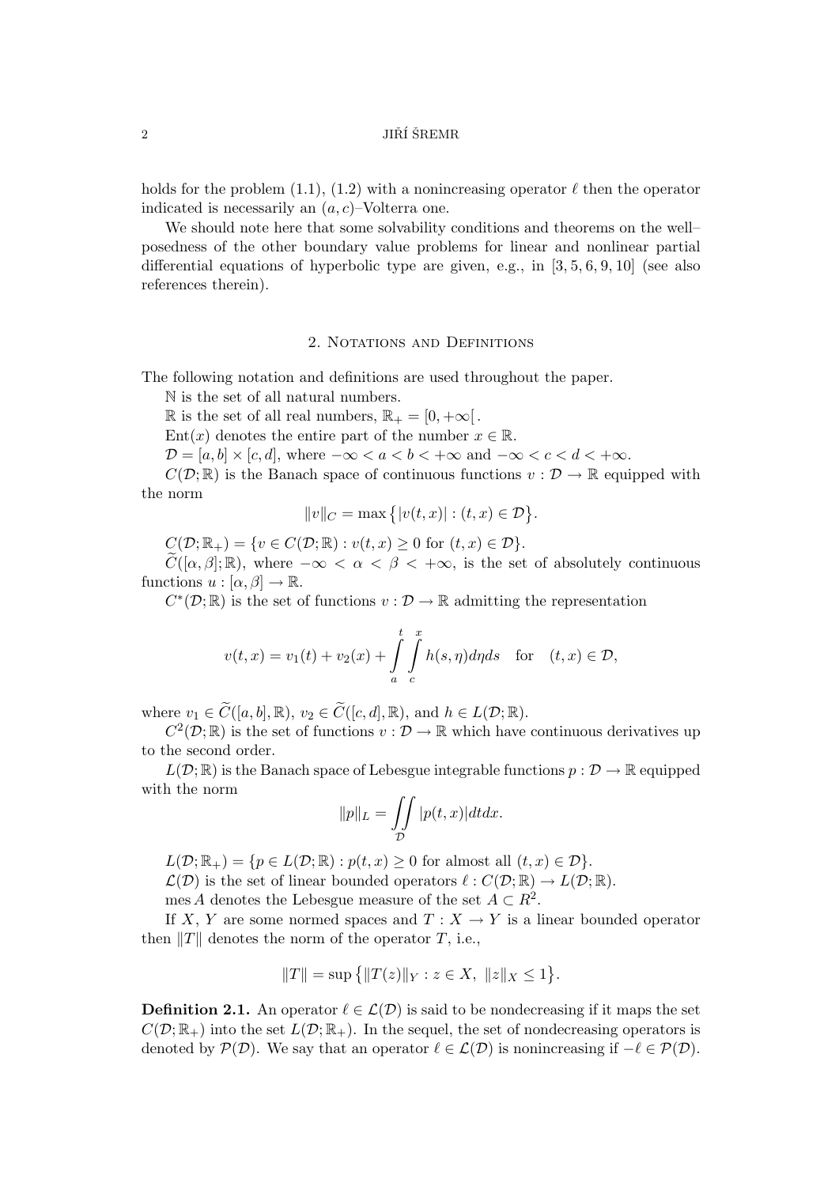holds for the problem (1.1), (1.2) with a nonincreasing operator $\ell$ then the operator indicated is necessarily an $(a, c)$–Volterra one.

We should note here that some solvability conditions and theorems on the well–posedness of the other boundary value problems for linear and nonlinear partial differential equations of hyperbolic type are given, e.g., in [3, 5, 6, 9, 10] (see also references therein).

## 2. Notations and Definitions

The following notation and definitions are used throughout the paper.

$\mathbb{N}$ is the set of all natural numbers.

$\mathbb{R}$ is the set of all real numbers, $\mathbb{R}_+ = [0, +\infty[$ .

$\mathrm{Ent}(x)$ denotes the entire part of the number $x \in \mathbb{R}$.

$\mathcal{D} = [a, b] \times [c, d]$, where $-\infty < a < b < +\infty$ and $-\infty < c < d < +\infty$.

$C(\mathcal{D}; \mathbb{R})$ is the Banach space of continuous functions $v : \mathcal{D} \to \mathbb{R}$ equipped with the norm

$$\|v\|_C = \max\big\{|v(t, x)| : (t, x) \in \mathcal{D}\big\}.$$

$C(\mathcal{D}; \mathbb{R}_+) = \{v \in C(\mathcal{D}; \mathbb{R}) : v(t, x) \geq 0 \text{ for } (t, x) \in \mathcal{D}\}$.

$\widetilde{C}([\alpha, \beta]; \mathbb{R})$, where $-\infty < \alpha < \beta < +\infty$, is the set of absolutely continuous functions $u : [\alpha, \beta] \to \mathbb{R}$.

$C^*(\mathcal{D}; \mathbb{R})$ is the set of functions $v : \mathcal{D} \to \mathbb{R}$ admitting the representation

$$v(t, x) = v_1(t) + v_2(x) + \int_a^t \int_c^x h(s, \eta) d\eta ds \quad \text{for} \quad (t, x) \in \mathcal{D},$$

where $v_1 \in \widetilde{C}([a, b], \mathbb{R})$, $v_2 \in \widetilde{C}([c, d], \mathbb{R})$, and $h \in L(\mathcal{D}; \mathbb{R})$.

$C^2(\mathcal{D}; \mathbb{R})$ is the set of functions $v : \mathcal{D} \to \mathbb{R}$ which have continuous derivatives up to the second order.

$L(\mathcal{D}; \mathbb{R})$ is the Banach space of Lebesgue integrable functions $p : \mathcal{D} \to \mathbb{R}$ equipped with the norm

$$\|p\|_L = \iint_{\mathcal{D}} |p(t, x)| dt dx.$$

$L(\mathcal{D}; \mathbb{R}_+) = \{p \in L(\mathcal{D}; \mathbb{R}) : p(t, x) \geq 0 \text{ for almost all } (t, x) \in \mathcal{D}\}$.

$\mathcal{L}(\mathcal{D})$ is the set of linear bounded operators $\ell : C(\mathcal{D}; \mathbb{R}) \to L(\mathcal{D}; \mathbb{R})$.

$\mathrm{mes}\, A$ denotes the Lebesgue measure of the set $A \subset R^2$.

If $X$, $Y$ are some normed spaces and $T : X \to Y$ is a linear bounded operator then $\|T\|$ denotes the norm of the operator $T$, i.e.,

$$\|T\| = \sup\big\{\|T(z)\|_Y : z \in X,\ \|z\|_X \leq 1\big\}.$$

**Definition 2.1.** An operator $\ell \in \mathcal{L}(\mathcal{D})$ is said to be nondecreasing if it maps the set $C(\mathcal{D}; \mathbb{R}_+)$ into the set $L(\mathcal{D}; \mathbb{R}_+)$. In the sequel, the set of nondecreasing operators is denoted by $\mathcal{P}(\mathcal{D})$. We say that an operator $\ell \in \mathcal{L}(\mathcal{D})$ is nonincreasing if $-\ell \in \mathcal{P}(\mathcal{D})$.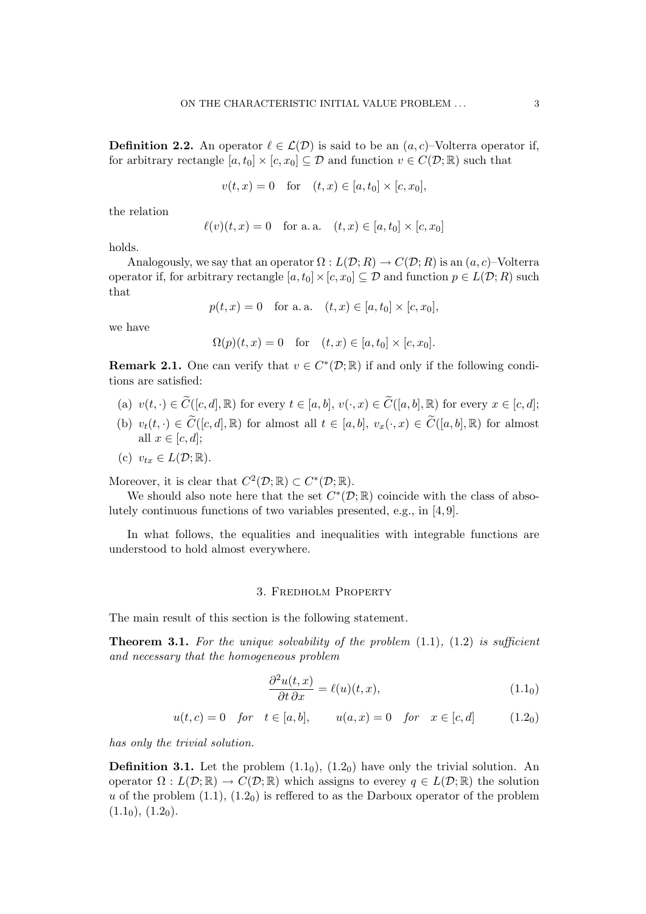**Definition 2.2.** An operator $\ell \in \mathcal{L}(\mathcal{D})$ is said to be an $(a,c)$–Volterra operator if, for arbitrary rectangle $[a,t_0] \times [c,x_0] \subseteq \mathcal{D}$ and function $v \in C(\mathcal{D};\mathbb{R})$ such that

$$v(t,x) = 0 \quad \text{for} \quad (t,x) \in [a,t_0] \times [c,x_0],$$

the relation

$$\ell(v)(t,x) = 0 \quad \text{for a. a.} \quad (t,x) \in [a,t_0] \times [c,x_0]$$

holds.

Analogously, we say that an operator $\Omega : L(\mathcal{D};R) \to C(\mathcal{D};R)$ is an $(a,c)$–Volterra operator if, for arbitrary rectangle $[a,t_0] \times [c,x_0] \subseteq \mathcal{D}$ and function $p \in L(\mathcal{D};R)$ such that

$$p(t,x) = 0 \quad \text{for a. a.} \quad (t,x) \in [a,t_0] \times [c,x_0],$$

we have

$$\Omega(p)(t,x) = 0 \quad \text{for} \quad (t,x) \in [a,t_0] \times [c,x_0].$$

**Remark 2.1.** One can verify that $v \in C^*(\mathcal{D};\mathbb{R})$ if and only if the following conditions are satisfied:

(a) $v(t,\cdot) \in \widetilde{C}([c,d],\mathbb{R})$ for every $t \in [a,b]$, $v(\cdot,x) \in \widetilde{C}([a,b],\mathbb{R})$ for every $x \in [c,d]$;

(b) $v_t(t,\cdot) \in \widetilde{C}([c,d],\mathbb{R})$ for almost all $t \in [a,b]$, $v_x(\cdot,x) \in \widetilde{C}([a,b],\mathbb{R})$ for almost all $x \in [c,d]$;

(c) $v_{tx} \in L(\mathcal{D};\mathbb{R})$.

Moreover, it is clear that $C^2(\mathcal{D};\mathbb{R}) \subset C^*(\mathcal{D};\mathbb{R})$.

We should also note here that the set $C^*(\mathcal{D};\mathbb{R})$ coincide with the class of absolutely continuous functions of two variables presented, e.g., in [4, 9].

In what follows, the equalities and inequalities with integrable functions are understood to hold almost everywhere.

## 3. Fredholm Property

The main result of this section is the following statement.

**Theorem 3.1.** *For the unique solvability of the problem* (1.1), (1.2) *is sufficient and necessary that the homogeneous problem*

$$\frac{\partial^2 u(t,x)}{\partial t\, \partial x} = \ell(u)(t,x), \tag{1.1$_0$}$$

$$u(t,c) = 0 \quad \textit{for} \quad t \in [a,b], \qquad u(a,x) = 0 \quad \textit{for} \quad x \in [c,d] \tag{1.2$_0$}$$

*has only the trivial solution.*

**Definition 3.1.** Let the problem (1.1$_0$), (1.2$_0$) have only the trivial solution. An operator $\Omega : L(\mathcal{D};\mathbb{R}) \to C(\mathcal{D};\mathbb{R})$ which assigns to everey $q \in L(\mathcal{D};\mathbb{R})$ the solution $u$ of the problem (1.1), (1.2$_0$) is reffered to as the Darboux operator of the problem (1.1$_0$), (1.2$_0$).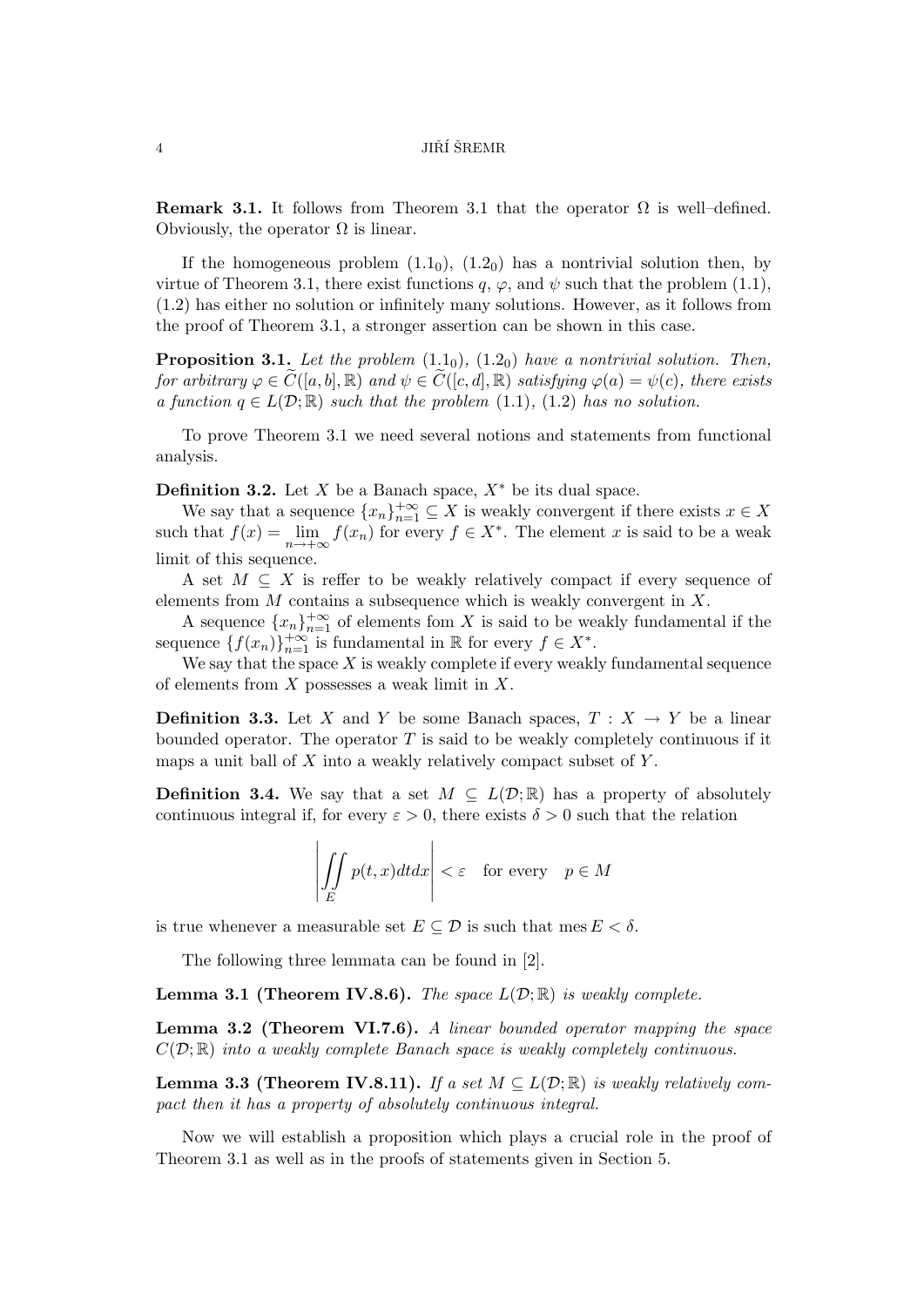**Remark 3.1.** It follows from Theorem 3.1 that the operator $\Omega$ is well–defined. Obviously, the operator $\Omega$ is linear.

If the homogeneous problem $(1.1_0)$, $(1.2_0)$ has a nontrivial solution then, by virtue of Theorem 3.1, there exist functions $q$, $\varphi$, and $\psi$ such that the problem (1.1), (1.2) has either no solution or infinitely many solutions. However, as it follows from the proof of Theorem 3.1, a stronger assertion can be shown in this case.

**Proposition 3.1.** *Let the problem* $(1.1_0)$, $(1.2_0)$ *have a nontrivial solution. Then, for arbitrary* $\varphi \in \widetilde{C}([a,b],\mathbb{R})$ *and* $\psi \in \widetilde{C}([c,d],\mathbb{R})$ *satisfying* $\varphi(a) = \psi(c)$, *there exists a function* $q \in L(\mathcal{D};\mathbb{R})$ *such that the problem* (1.1), (1.2) *has no solution.*

To prove Theorem 3.1 we need several notions and statements from functional analysis.

**Definition 3.2.** Let $X$ be a Banach space, $X^*$ be its dual space.

We say that a sequence $\{x_n\}_{n=1}^{+\infty} \subseteq X$ is weakly convergent if there exists $x \in X$ such that $f(x) = \lim\limits_{n\to+\infty} f(x_n)$ for every $f \in X^*$. The element $x$ is said to be a weak limit of this sequence.

A set $M \subseteq X$ is reffer to be weakly relatively compact if every sequence of elements from $M$ contains a subsequence which is weakly convergent in $X$.

A sequence $\{x_n\}_{n=1}^{+\infty}$ of elements fom $X$ is said to be weakly fundamental if the sequence $\{f(x_n)\}_{n=1}^{+\infty}$ is fundamental in $\mathbb{R}$ for every $f \in X^*$.

We say that the space $X$ is weakly complete if every weakly fundamental sequence of elements from $X$ possesses a weak limit in $X$.

**Definition 3.3.** Let $X$ and $Y$ be some Banach spaces, $T : X \to Y$ be a linear bounded operator. The operator $T$ is said to be weakly completely continuous if it maps a unit ball of $X$ into a weakly relatively compact subset of $Y$.

**Definition 3.4.** We say that a set $M \subseteq L(\mathcal{D};\mathbb{R})$ has a property of absolutely continuous integral if, for every $\varepsilon > 0$, there exists $\delta > 0$ such that the relation

$$\left| \iint\limits_E p(t,x)\,dt\,dx \right| < \varepsilon \quad \text{for every} \quad p \in M$$

is true whenever a measurable set $E \subseteq \mathcal{D}$ is such that $\operatorname{mes} E < \delta$.

The following three lemmata can be found in [2].

**Lemma 3.1 (Theorem IV.8.6).** *The space* $L(\mathcal{D};\mathbb{R})$ *is weakly complete.*

**Lemma 3.2 (Theorem VI.7.6).** *A linear bounded operator mapping the space* $C(\mathcal{D};\mathbb{R})$ *into a weakly complete Banach space is weakly completely continuous.*

**Lemma 3.3 (Theorem IV.8.11).** *If a set* $M \subseteq L(\mathcal{D};\mathbb{R})$ *is weakly relatively compact then it has a property of absolutely continuous integral.*

Now we will establish a proposition which plays a crucial role in the proof of Theorem 3.1 as well as in the proofs of statements given in Section 5.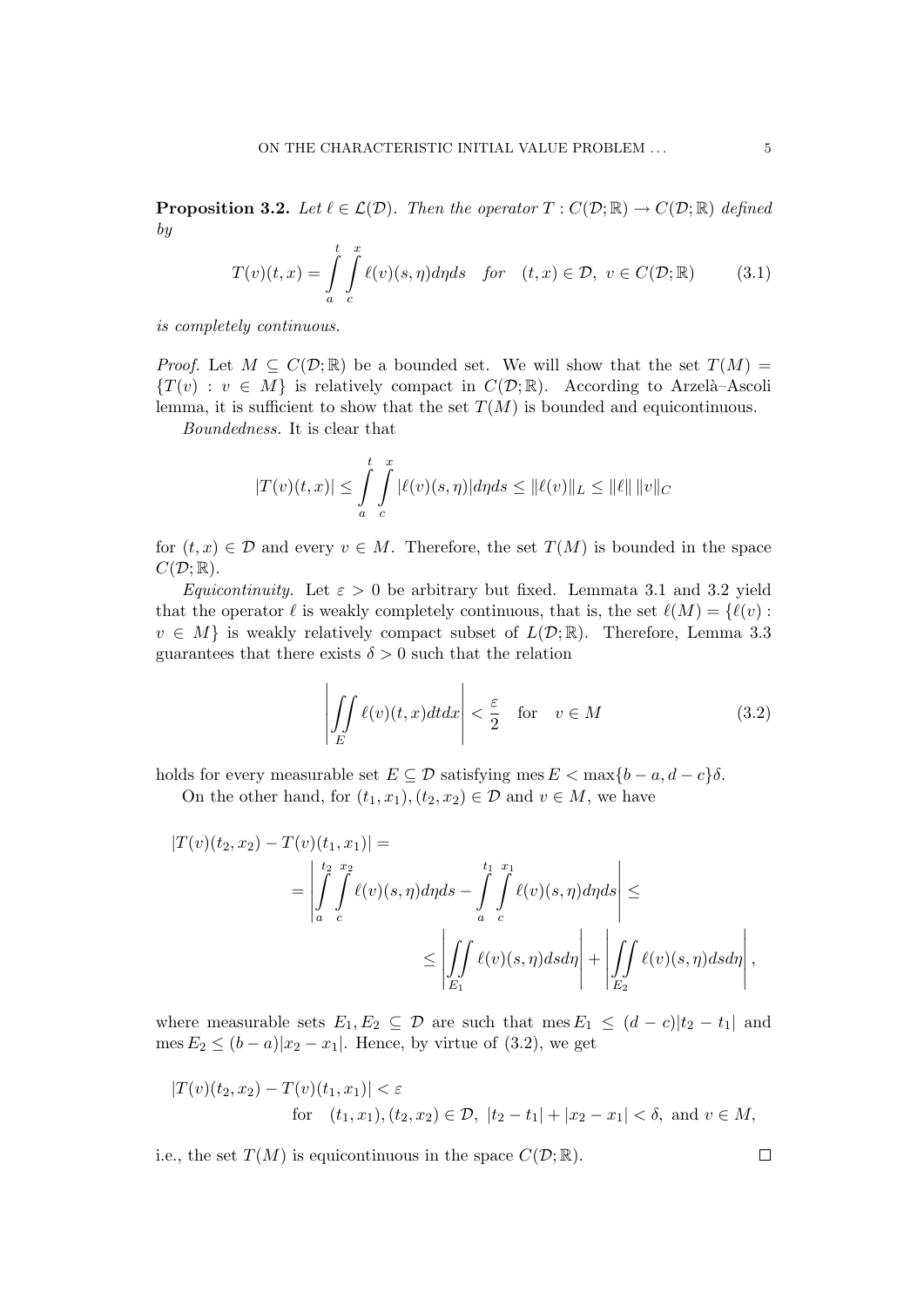**Proposition 3.2.** *Let $\ell \in \mathcal{L}(\mathcal{D})$. Then the operator $T : C(\mathcal{D};\mathbb{R}) \to C(\mathcal{D};\mathbb{R})$ defined by*

$$T(v)(t,x) = \int_a^t \int_c^x \ell(v)(s,\eta)d\eta ds \quad \textit{for} \quad (t,x) \in \mathcal{D},\ v \in C(\mathcal{D};\mathbb{R}) \tag{3.1}$$

*is completely continuous.*

*Proof.* Let $M \subseteq C(\mathcal{D};\mathbb{R})$ be a bounded set. We will show that the set $T(M) = \{T(v) : v \in M\}$ is relatively compact in $C(\mathcal{D};\mathbb{R})$. According to Arzelà–Ascoli lemma, it is sufficient to show that the set $T(M)$ is bounded and equicontinuous.

*Boundedness.* It is clear that

$$|T(v)(t,x)| \leq \int_a^t \int_c^x |\ell(v)(s,\eta)|d\eta ds \leq \|\ell(v)\|_L \leq \|\ell\| \, \|v\|_C$$

for $(t,x) \in \mathcal{D}$ and every $v \in M$. Therefore, the set $T(M)$ is bounded in the space $C(\mathcal{D};\mathbb{R})$.

*Equicontinuity.* Let $\varepsilon > 0$ be arbitrary but fixed. Lemmata 3.1 and 3.2 yield that the operator $\ell$ is weakly completely continuous, that is, the set $\ell(M) = \{\ell(v) : v \in M\}$ is weakly relatively compact subset of $L(\mathcal{D};\mathbb{R})$. Therefore, Lemma 3.3 guarantees that there exists $\delta > 0$ such that the relation

$$\left| \iint\limits_E \ell(v)(t,x)dtdx \right| < \frac{\varepsilon}{2} \quad \text{for} \quad v \in M \tag{3.2}$$

holds for every measurable set $E \subseteq \mathcal{D}$ satisfying $\operatorname{mes} E < \max\{b-a, d-c\}\delta$.

On the other hand, for $(t_1,x_1),(t_2,x_2) \in \mathcal{D}$ and $v \in M$, we have

$$\begin{aligned}
|T(v)(t_2,x_2) - T(v)(t_1,x_1)| &= \\
&= \left| \int_a^{t_2} \int_c^{x_2} \ell(v)(s,\eta)d\eta ds - \int_a^{t_1} \int_c^{x_1} \ell(v)(s,\eta)d\eta ds \right| \leq \\
&\leq \left| \iint\limits_{E_1} \ell(v)(s,\eta)dsd\eta \right| + \left| \iint\limits_{E_2} \ell(v)(s,\eta)dsd\eta \right|,
\end{aligned}$$

where measurable sets $E_1, E_2 \subseteq \mathcal{D}$ are such that $\operatorname{mes} E_1 \leq (d-c)|t_2 - t_1|$ and $\operatorname{mes} E_2 \leq (b-a)|x_2 - x_1|$. Hence, by virtue of (3.2), we get

$$|T(v)(t_2,x_2) - T(v)(t_1,x_1)| < \varepsilon$$
$$\text{for} \quad (t_1,x_1),(t_2,x_2) \in \mathcal{D},\ |t_2 - t_1| + |x_2 - x_1| < \delta, \text{ and } v \in M,$$

i.e., the set $T(M)$ is equicontinuous in the space $C(\mathcal{D};\mathbb{R})$. $\square$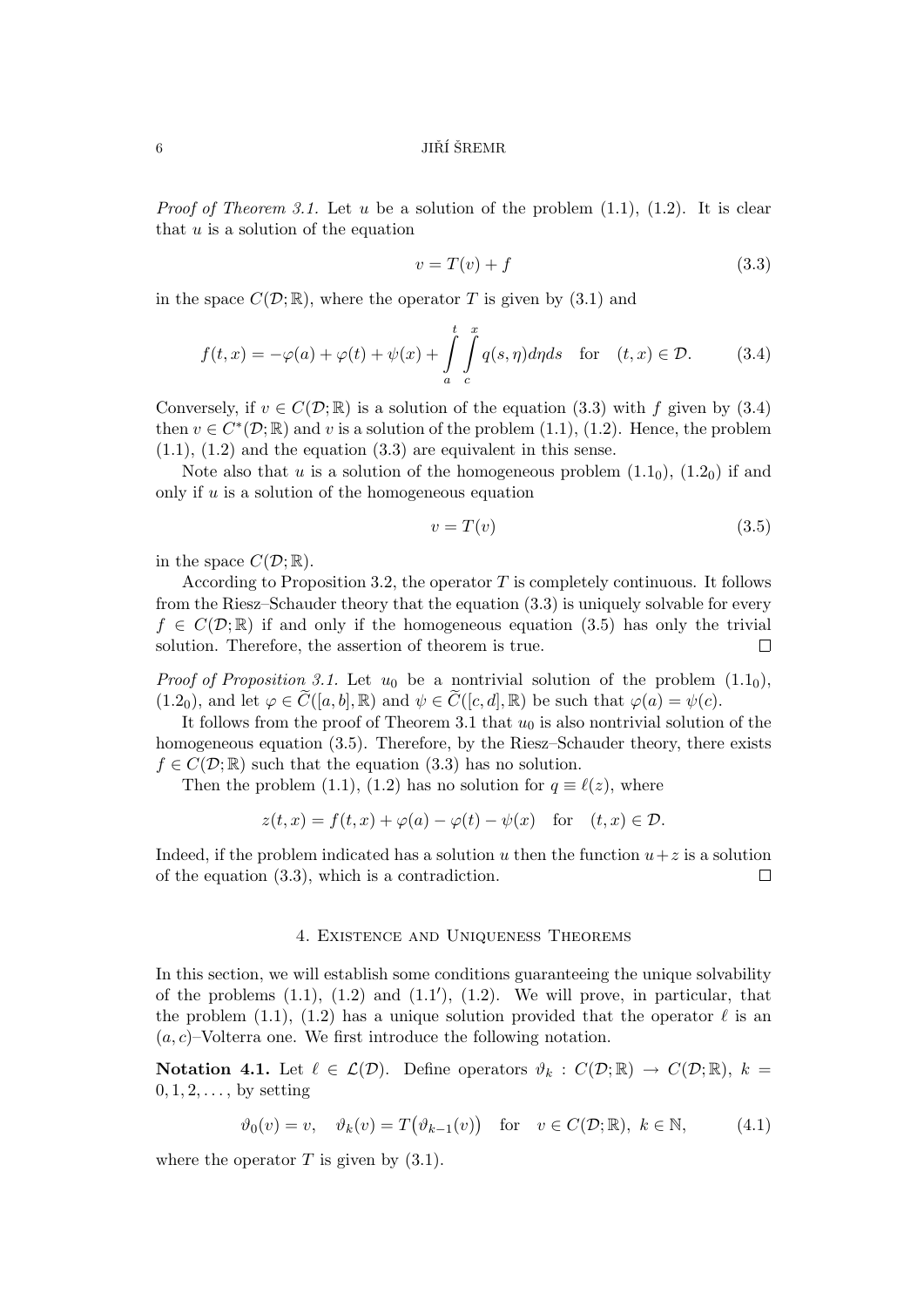*Proof of Theorem 3.1.* Let $u$ be a solution of the problem (1.1), (1.2). It is clear that $u$ is a solution of the equation

$$v = T(v) + f \tag{3.3}$$

in the space $C(\mathcal{D};\mathbb{R})$, where the operator $T$ is given by (3.1) and

$$f(t,x) = -\varphi(a) + \varphi(t) + \psi(x) + \int_a^t \int_c^x q(s,\eta)d\eta ds \quad \text{for} \quad (t,x) \in \mathcal{D}. \tag{3.4}$$

Conversely, if $v \in C(\mathcal{D};\mathbb{R})$ is a solution of the equation (3.3) with $f$ given by (3.4) then $v \in C^*(\mathcal{D};\mathbb{R})$ and $v$ is a solution of the problem (1.1), (1.2). Hence, the problem (1.1), (1.2) and the equation (3.3) are equivalent in this sense.

Note also that $u$ is a solution of the homogeneous problem ($1.1_0$), ($1.2_0$) if and only if $u$ is a solution of the homogeneous equation

$$v = T(v) \tag{3.5}$$

in the space $C(\mathcal{D};\mathbb{R})$.

According to Proposition 3.2, the operator $T$ is completely continuous. It follows from the Riesz–Schauder theory that the equation (3.3) is uniquely solvable for every $f \in C(\mathcal{D};\mathbb{R})$ if and only if the homogeneous equation (3.5) has only the trivial solution. Therefore, the assertion of theorem is true. $\square$

*Proof of Proposition 3.1.* Let $u_0$ be a nontrivial solution of the problem ($1.1_0$), ($1.2_0$), and let $\varphi \in \widetilde{C}([a,b],\mathbb{R})$ and $\psi \in \widetilde{C}([c,d],\mathbb{R})$ be such that $\varphi(a) = \psi(c)$.

It follows from the proof of Theorem 3.1 that $u_0$ is also nontrivial solution of the homogeneous equation (3.5). Therefore, by the Riesz–Schauder theory, there exists $f \in C(\mathcal{D};\mathbb{R})$ such that the equation (3.3) has no solution.

Then the problem (1.1), (1.2) has no solution for $q \equiv \ell(z)$, where

$$z(t,x) = f(t,x) + \varphi(a) - \varphi(t) - \psi(x) \quad \text{for} \quad (t,x) \in \mathcal{D}.$$

Indeed, if the problem indicated has a solution $u$ then the function $u + z$ is a solution of the equation (3.3), which is a contradiction. $\square$

## 4. Existence and Uniqueness Theorems

In this section, we will establish some conditions guaranteeing the unique solvability of the problems (1.1), (1.2) and (1.1′), (1.2). We will prove, in particular, that the problem (1.1), (1.2) has a unique solution provided that the operator $\ell$ is an $(a,c)$–Volterra one. We first introduce the following notation.

**Notation 4.1.** Let $\ell \in \mathcal{L}(\mathcal{D})$. Define operators $\vartheta_k : C(\mathcal{D};\mathbb{R}) \to C(\mathcal{D};\mathbb{R})$, $k = 0,1,2,\dots$, by setting

$$\vartheta_0(v) = v, \quad \vartheta_k(v) = T\big(\vartheta_{k-1}(v)\big) \quad \text{for} \quad v \in C(\mathcal{D};\mathbb{R}),\ k \in \mathbb{N}, \tag{4.1}$$

where the operator $T$ is given by (3.1).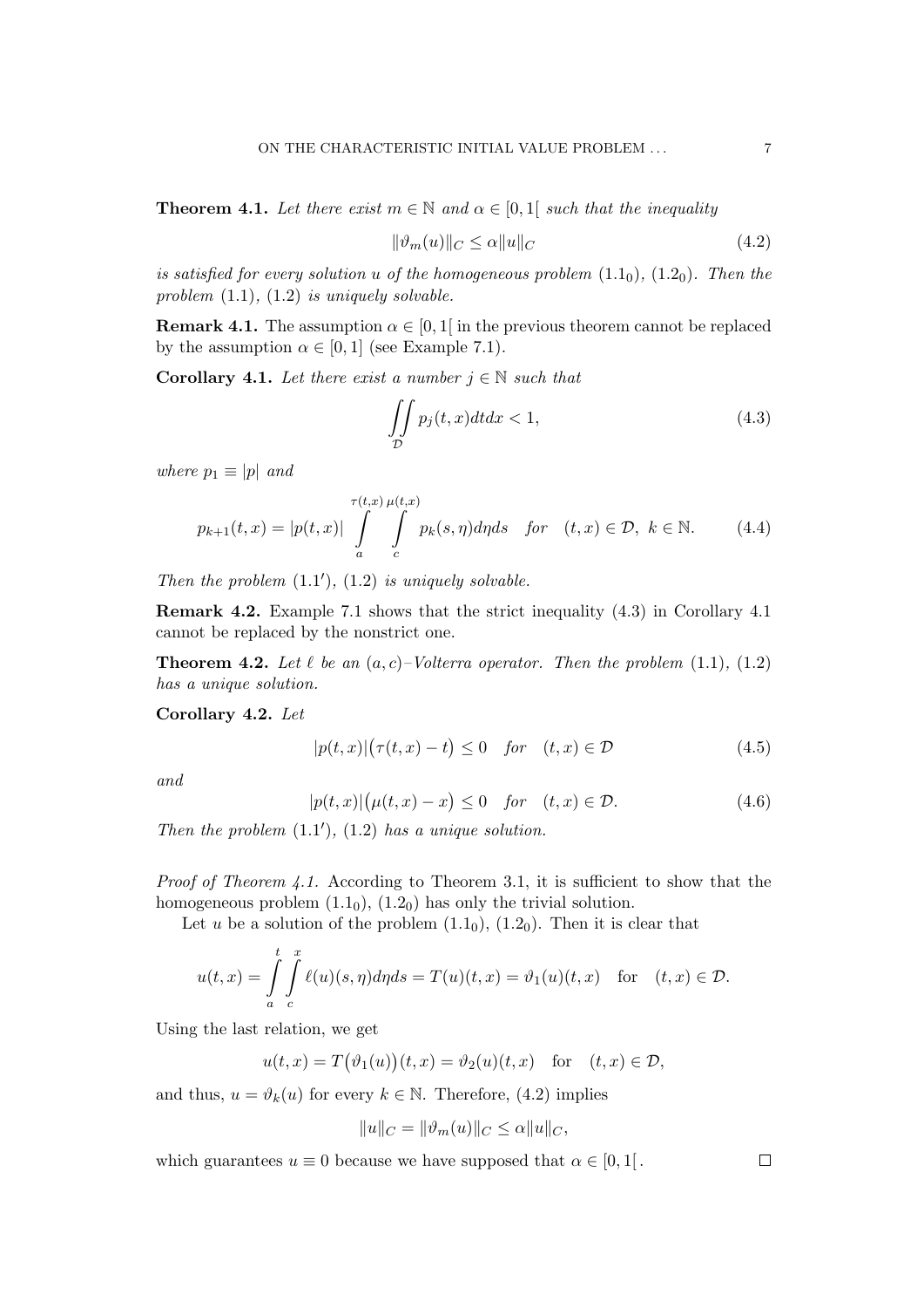**Theorem 4.1.** *Let there exist $m \in \mathbb{N}$ and $\alpha \in [0,1[$ such that the inequality*

$$\|\vartheta_m(u)\|_C \leq \alpha \|u\|_C \tag{4.2}$$

*is satisfied for every solution $u$ of the homogeneous problem $(1.1_0)$, $(1.2_0)$. Then the problem (1.1), (1.2) is uniquely solvable.*

**Remark 4.1.** The assumption $\alpha \in [0,1[$ in the previous theorem cannot be replaced by the assumption $\alpha \in [0,1]$ (see Example 7.1).

**Corollary 4.1.** *Let there exist a number $j \in \mathbb{N}$ such that*

$$\iint\limits_{\mathcal{D}} p_j(t,x)dtdx < 1, \tag{4.3}$$

*where $p_1 \equiv |p|$ and*

$$p_{k+1}(t,x) = |p(t,x)| \int\limits_a^{\tau(t,x)} \int\limits_c^{\mu(t,x)} p_k(s,\eta)d\eta ds \quad \text{for} \quad (t,x) \in \mathcal{D},\ k \in \mathbb{N}. \tag{4.4}$$

*Then the problem $(1.1')$, (1.2) is uniquely solvable.*

**Remark 4.2.** Example 7.1 shows that the strict inequality (4.3) in Corollary 4.1 cannot be replaced by the nonstrict one.

**Theorem 4.2.** *Let $\ell$ be an $(a,c)$–Volterra operator. Then the problem (1.1), (1.2) has a unique solution.*

**Corollary 4.2.** *Let*

$$|p(t,x)|\big(\tau(t,x) - t\big) \leq 0 \quad \text{for} \quad (t,x) \in \mathcal{D} \tag{4.5}$$

*and*

$$|p(t,x)|\big(\mu(t,x) - x\big) \leq 0 \quad \text{for} \quad (t,x) \in \mathcal{D}. \tag{4.6}$$

*Then the problem $(1.1')$, (1.2) has a unique solution.*

*Proof of Theorem 4.1.* According to Theorem 3.1, it is sufficient to show that the homogeneous problem $(1.1_0)$, $(1.2_0)$ has only the trivial solution.

Let $u$ be a solution of the problem $(1.1_0)$, $(1.2_0)$. Then it is clear that

$$u(t,x) = \int\limits_a^t \int\limits_c^x \ell(u)(s,\eta)d\eta ds = T(u)(t,x) = \vartheta_1(u)(t,x) \quad \text{for} \quad (t,x) \in \mathcal{D}.$$

Using the last relation, we get

$$u(t,x) = T\big(\vartheta_1(u)\big)(t,x) = \vartheta_2(u)(t,x) \quad \text{for} \quad (t,x) \in \mathcal{D},$$

and thus, $u = \vartheta_k(u)$ for every $k \in \mathbb{N}$. Therefore, (4.2) implies

$$\|u\|_C = \|\vartheta_m(u)\|_C \leq \alpha \|u\|_C,$$

which guarantees $u \equiv 0$ because we have supposed that $\alpha \in [0,1[$. $\square$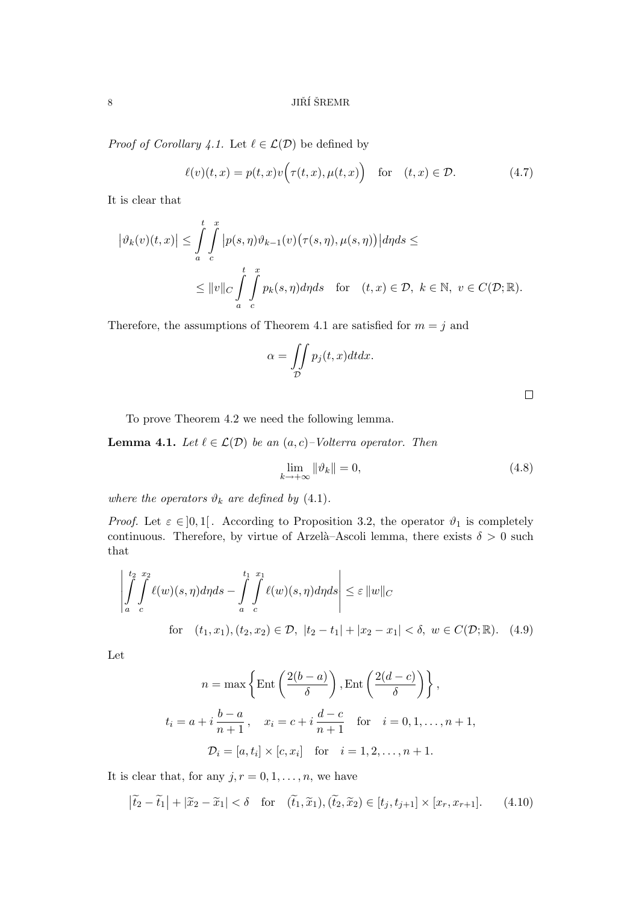*Proof of Corollary 4.1.* Let $\ell \in \mathcal{L}(\mathcal{D})$ be defined by

$$\ell(v)(t,x) = p(t,x)v\Big(\tau(t,x),\mu(t,x)\Big) \quad \text{for} \quad (t,x) \in \mathcal{D}. \tag{4.7}$$

It is clear that

$$\big|\vartheta_k(v)(t,x)\big| \leq \int\limits_a^t \int\limits_c^x \big|p(s,\eta)\vartheta_{k-1}(v)\big(\tau(s,\eta),\mu(s,\eta)\big)\big| d\eta ds \leq$$

$$\leq \|v\|_C \int\limits_a^t \int\limits_c^x p_k(s,\eta) d\eta ds \quad \text{for} \quad (t,x) \in \mathcal{D},\ k \in \mathbb{N},\ v \in C(\mathcal{D};\mathbb{R}).$$

Therefore, the assumptions of Theorem 4.1 are satisfied for $m = j$ and

$$\alpha = \iint\limits_{\mathcal{D}} p_j(t,x) dt dx.$$

$\square$

To prove Theorem 4.2 we need the following lemma.

**Lemma 4.1.** *Let $\ell \in \mathcal{L}(\mathcal{D})$ be an $(a,c)$–Volterra operator. Then*

$$\lim_{k \to +\infty} \|\vartheta_k\| = 0, \tag{4.8}$$

*where the operators $\vartheta_k$ are defined by* (4.1).

*Proof.* Let $\varepsilon \in ]0,1[$. According to Proposition 3.2, the operator $\vartheta_1$ is completely continuous. Therefore, by virtue of Arzelà–Ascoli lemma, there exists $\delta > 0$ such that

$$\left| \int\limits_a^{t_2} \int\limits_c^{x_2} \ell(w)(s,\eta) d\eta ds - \int\limits_a^{t_1} \int\limits_c^{x_1} \ell(w)(s,\eta) d\eta ds \right| \leq \varepsilon \|w\|_C$$

$$\text{for} \quad (t_1,x_1),(t_2,x_2) \in \mathcal{D},\ |t_2 - t_1| + |x_2 - x_1| < \delta,\ w \in C(\mathcal{D};\mathbb{R}). \tag{4.9}$$

Let

$$n = \max\left\{ \text{Ent}\left(\frac{2(b-a)}{\delta}\right), \text{Ent}\left(\frac{2(d-c)}{\delta}\right) \right\},$$

$$t_i = a + i\,\frac{b-a}{n+1}\,, \quad x_i = c + i\,\frac{d-c}{n+1} \quad \text{for} \quad i = 0,1,\dots,n+1,$$

$$\mathcal{D}_i = [a,t_i] \times [c,x_i] \quad \text{for} \quad i = 1,2,\dots,n+1.$$

It is clear that, for any $j, r = 0,1,\dots,n$, we have

$$\big|\widetilde{t}_2 - \widetilde{t}_1\big| + |\widetilde{x}_2 - \widetilde{x}_1| < \delta \quad \text{for} \quad (\widetilde{t}_1,\widetilde{x}_1),(\widetilde{t}_2,\widetilde{x}_2) \in [t_j,t_{j+1}] \times [x_r,x_{r+1}]. \tag{4.10}$$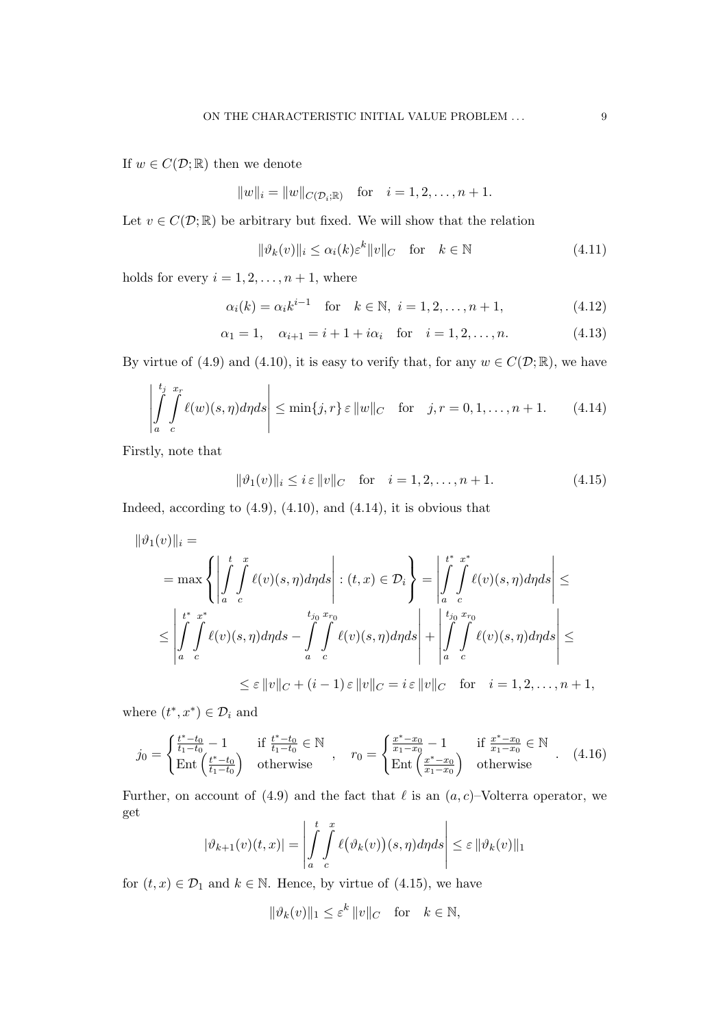If $w \in C(\mathcal{D};\mathbb{R})$ then we denote

$$\|w\|_i = \|w\|_{C(\mathcal{D}_i;\mathbb{R})} \quad \text{for} \quad i = 1, 2, \ldots, n+1.$$

Let $v \in C(\mathcal{D};\mathbb{R})$ be arbitrary but fixed. We will show that the relation

$$\|\vartheta_k(v)\|_i \leq \alpha_i(k)\varepsilon^k \|v\|_C \quad \text{for} \quad k \in \mathbb{N} \tag{4.11}$$

holds for every $i = 1, 2, \ldots, n+1$, where

$$\alpha_i(k) = \alpha_i k^{i-1} \quad \text{for} \quad k \in \mathbb{N}, \ i = 1, 2, \ldots, n+1, \tag{4.12}$$

$$\alpha_1 = 1, \quad \alpha_{i+1} = i + 1 + i\alpha_i \quad \text{for} \quad i = 1, 2, \ldots, n. \tag{4.13}$$

By virtue of (4.9) and (4.10), it is easy to verify that, for any $w \in C(\mathcal{D};\mathbb{R})$, we have

$$\left| \int_a^{t_j} \int_c^{x_r} \ell(w)(s,\eta)d\eta ds \right| \leq \min\{j,r\}\, \varepsilon\, \|w\|_C \quad \text{for} \quad j, r = 0, 1, \ldots, n+1. \tag{4.14}$$

Firstly, note that

$$\|\vartheta_1(v)\|_i \leq i\, \varepsilon\, \|v\|_C \quad \text{for} \quad i = 1, 2, \ldots, n+1. \tag{4.15}$$

Indeed, according to (4.9), (4.10), and (4.14), it is obvious that

$$\begin{aligned}
&\|\vartheta_1(v)\|_i = \\
&= \max\left\{ \left| \int_a^t \int_c^x \ell(v)(s,\eta)d\eta ds \right| : (t,x) \in \mathcal{D}_i \right\} = \left| \int_a^{t^*} \int_c^{x^*} \ell(v)(s,\eta)d\eta ds \right| \leq \\
&\leq \left| \int_a^{t^*} \int_c^{x^*} \ell(v)(s,\eta)d\eta ds - \int_a^{t_{j_0}} \int_c^{x_{r_0}} \ell(v)(s,\eta)d\eta ds \right| + \left| \int_a^{t_{j_0}} \int_c^{x_{r_0}} \ell(v)(s,\eta)d\eta ds \right| \leq \\
&\qquad \leq \varepsilon\, \|v\|_C + (i-1)\, \varepsilon\, \|v\|_C = i\, \varepsilon\, \|v\|_C \quad \text{for} \quad i = 1, 2, \ldots, n+1,
\end{aligned}$$

where $(t^*, x^*) \in \mathcal{D}_i$ and

$$j_0 = \begin{cases} \frac{t^*-t_0}{t_1-t_0} - 1 & \text{if } \frac{t^*-t_0}{t_1-t_0} \in \mathbb{N} \\ \text{Ent}\left(\frac{t^*-t_0}{t_1-t_0}\right) & \text{otherwise} \end{cases}, \quad r_0 = \begin{cases} \frac{x^*-x_0}{x_1-x_0} - 1 & \text{if } \frac{x^*-x_0}{x_1-x_0} \in \mathbb{N} \\ \text{Ent}\left(\frac{x^*-x_0}{x_1-x_0}\right) & \text{otherwise} \end{cases}. \tag{4.16}$$

Further, on account of (4.9) and the fact that $\ell$ is an $(a,c)$–Volterra operator, we get

$$|\vartheta_{k+1}(v)(t,x)| = \left| \int_a^t \int_c^x \ell\big(\vartheta_k(v)\big)(s,\eta)d\eta ds \right| \leq \varepsilon\, \|\vartheta_k(v)\|_1$$

for $(t,x) \in \mathcal{D}_1$ and $k \in \mathbb{N}$. Hence, by virtue of (4.15), we have

$$\|\vartheta_k(v)\|_1 \leq \varepsilon^k\, \|v\|_C \quad \text{for} \quad k \in \mathbb{N},$$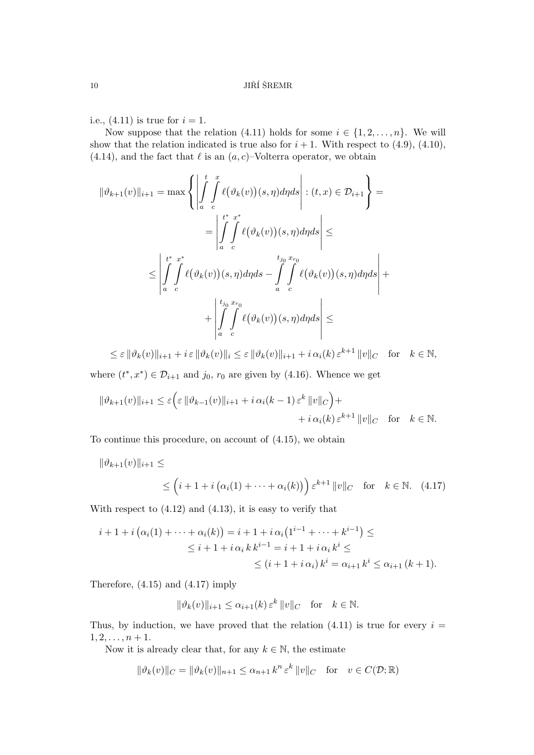i.e., (4.11) is true for $i = 1$.

Now suppose that the relation (4.11) holds for some $i \in \{1, 2, \dots, n\}$. We will show that the relation indicated is true also for $i + 1$. With respect to (4.9), (4.10), (4.14), and the fact that $\ell$ is an $(a, c)$–Volterra operator, we obtain

$$\|\vartheta_{k+1}(v)\|_{i+1} = \max\left\{ \left| \int_a^t \int_c^x \ell\big(\vartheta_k(v)\big)(s,\eta)d\eta ds \right| : (t,x) \in \mathcal{D}_{i+1} \right\} =$$

$$= \left| \int_a^{t^*} \int_c^{x^*} \ell\big(\vartheta_k(v)\big)(s,\eta)d\eta ds \right| \leq$$

$$\leq \left| \int_a^{t^*} \int_c^{x^*} \ell\big(\vartheta_k(v)\big)(s,\eta)d\eta ds - \int_a^{t_{j_0}} \int_c^{x_{r_0}} \ell\big(\vartheta_k(v)\big)(s,\eta)d\eta ds \right| +$$

$$+ \left| \int_a^{t_{j_0}} \int_c^{x_{r_0}} \ell\big(\vartheta_k(v)\big)(s,\eta)d\eta ds \right| \leq$$

$$\leq \varepsilon \,\|\vartheta_k(v)\|_{i+1} + i\,\varepsilon\,\|\vartheta_k(v)\|_i \leq \varepsilon\,\|\vartheta_k(v)\|_{i+1} + i\,\alpha_i(k)\,\varepsilon^{k+1}\,\|v\|_C \quad \text{for} \quad k \in \mathbb{N},$$

where $(t^*, x^*) \in \mathcal{D}_{i+1}$ and $j_0$, $r_0$ are given by (4.16). Whence we get

$$\|\vartheta_{k+1}(v)\|_{i+1} \leq \varepsilon\Big(\varepsilon\,\|\vartheta_{k-1}(v)\|_{i+1} + i\,\alpha_i(k-1)\,\varepsilon^k\,\|v\|_C\Big) + \\ + i\,\alpha_i(k)\,\varepsilon^{k+1}\,\|v\|_C \quad \text{for} \quad k \in \mathbb{N}.$$

To continue this procedure, on account of (4.15), we obtain

$$\|\vartheta_{k+1}(v)\|_{i+1} \leq \\ \leq \Big(i + 1 + i\,\big(\alpha_i(1) + \dots + \alpha_i(k)\big)\Big)\,\varepsilon^{k+1}\,\|v\|_C \quad \text{for} \quad k \in \mathbb{N}. \quad (4.17)$$

With respect to (4.12) and (4.13), it is easy to verify that

$$i + 1 + i\,\big(\alpha_i(1) + \dots + \alpha_i(k)\big) = i + 1 + i\,\alpha_i\big(1^{i-1} + \dots + k^{i-1}\big) \leq \\ \leq i + 1 + i\,\alpha_i\,k\,k^{i-1} = i + 1 + i\,\alpha_i\,k^i \leq \\ \leq (i + 1 + i\,\alpha_i)\,k^i = \alpha_{i+1}\,k^i \leq \alpha_{i+1}\,(k+1).$$

Therefore, (4.15) and (4.17) imply

$$\|\vartheta_k(v)\|_{i+1} \leq \alpha_{i+1}(k)\,\varepsilon^k\,\|v\|_C \quad \text{for} \quad k \in \mathbb{N}.$$

Thus, by induction, we have proved that the relation (4.11) is true for every $i = 1, 2, \dots, n+1$.

Now it is already clear that, for any $k \in \mathbb{N}$, the estimate

$$\|\vartheta_k(v)\|_C = \|\vartheta_k(v)\|_{n+1} \leq \alpha_{n+1}\,k^n\,\varepsilon^k\,\|v\|_C \quad \text{for} \quad v \in C(\mathcal{D};\mathbb{R})$$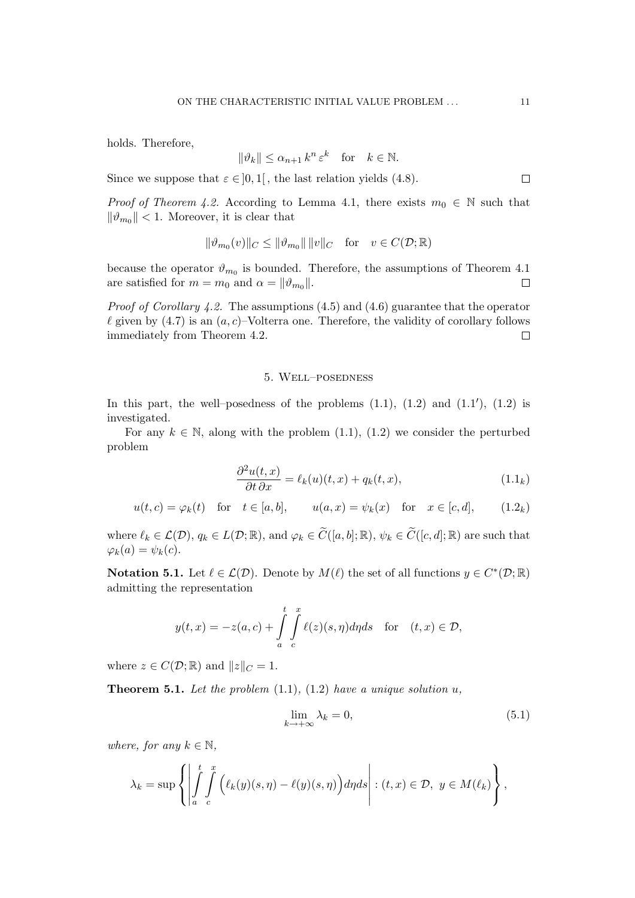holds. Therefore,

$$\|\vartheta_k\| \leq \alpha_{n+1}\, k^n\, \varepsilon^k \quad \text{for} \quad k \in \mathbb{N}.$$

Since we suppose that $\varepsilon \in ]0,1[$ , the last relation yields (4.8). $\square$

*Proof of Theorem 4.2.* According to Lemma 4.1, there exists $m_0 \in \mathbb{N}$ such that $\|\vartheta_{m_0}\| < 1$. Moreover, it is clear that

$$\|\vartheta_{m_0}(v)\|_C \leq \|\vartheta_{m_0}\|\, \|v\|_C \quad \text{for} \quad v \in C(\mathcal{D};\mathbb{R})$$

because the operator $\vartheta_{m_0}$ is bounded. Therefore, the assumptions of Theorem 4.1 are satisfied for $m = m_0$ and $\alpha = \|\vartheta_{m_0}\|$. $\square$

*Proof of Corollary 4.2.* The assumptions (4.5) and (4.6) guarantee that the operator $\ell$ given by (4.7) is an $(a,c)$–Volterra one. Therefore, the validity of corollary follows immediately from Theorem 4.2. $\square$

## 5. Well–posedness

In this part, the well–posedness of the problems (1.1), (1.2) and (1.1′), (1.2) is investigated.

For any $k \in \mathbb{N}$, along with the problem (1.1), (1.2) we consider the perturbed problem

$$\frac{\partial^2 u(t,x)}{\partial t\, \partial x} = \ell_k(u)(t,x) + q_k(t,x), \tag{1.1$_k$}$$

$$u(t,c) = \varphi_k(t) \quad \text{for} \quad t \in [a,b], \qquad u(a,x) = \psi_k(x) \quad \text{for} \quad x \in [c,d], \tag{1.2$_k$}$$

where $\ell_k \in \mathcal{L}(\mathcal{D})$, $q_k \in L(\mathcal{D};\mathbb{R})$, and $\varphi_k \in \widetilde{C}([a,b];\mathbb{R})$, $\psi_k \in \widetilde{C}([c,d];\mathbb{R})$ are such that $\varphi_k(a) = \psi_k(c)$.

**Notation 5.1.** Let $\ell \in \mathcal{L}(\mathcal{D})$. Denote by $M(\ell)$ the set of all functions $y \in C^*(\mathcal{D};\mathbb{R})$ admitting the representation

$$y(t,x) = -z(a,c) + \int_a^t \int_c^x \ell(z)(s,\eta)\, d\eta\, ds \quad \text{for} \quad (t,x) \in \mathcal{D},$$

where $z \in C(\mathcal{D};\mathbb{R})$ and $\|z\|_C = 1$.

**Theorem 5.1.** *Let the problem* (1.1), (1.2) *have a unique solution* $u$,

$$\lim_{k \to +\infty} \lambda_k = 0, \tag{5.1}$$

*where, for any* $k \in \mathbb{N}$,

$$\lambda_k = \sup \left\{ \left| \int_a^t \int_c^x \Big( \ell_k(y)(s,\eta) - \ell(y)(s,\eta) \Big) d\eta\, ds \right| : (t,x) \in \mathcal{D},\ y \in M(\ell_k) \right\},$$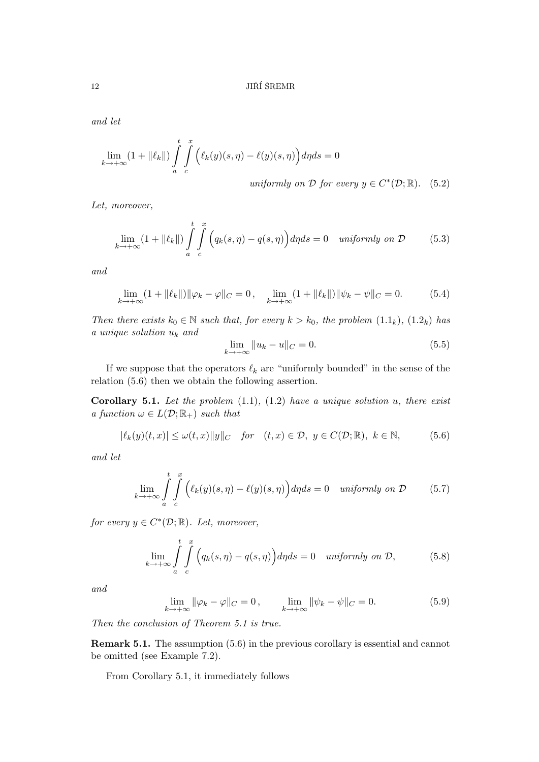*and let*

$$\lim_{k\to+\infty}(1+\|\ell_k\|)\int\limits_a^t\int\limits_c^x\Big(\ell_k(y)(s,\eta)-\ell(y)(s,\eta)\Big)d\eta ds=0$$

$$\textit{uniformly on } \mathcal{D} \textit{ for every } y\in C^*(\mathcal{D};\mathbb{R}). \quad (5.2)$$

*Let, moreover,*

$$\lim_{k\to+\infty}(1+\|\ell_k\|)\int\limits_a^t\int\limits_c^x\Big(q_k(s,\eta)-q(s,\eta)\Big)d\eta ds=0 \quad \textit{uniformly on } \mathcal{D} \tag{5.3}$$

*and*

$$\lim_{k\to+\infty}(1+\|\ell_k\|)\|\varphi_k-\varphi\|_C=0\,,\qquad \lim_{k\to+\infty}(1+\|\ell_k\|)\|\psi_k-\psi\|_C=0. \tag{5.4}$$

*Then there exists $k_0\in\mathbb{N}$ such that, for every $k>k_0$, the problem* $(1.1_k)$, $(1.2_k)$ *has a unique solution $u_k$ and*

$$\lim_{k\to+\infty}\|u_k-u\|_C=0. \tag{5.5}$$

If we suppose that the operators $\ell_k$ are "uniformly bounded" in the sense of the relation (5.6) then we obtain the following assertion.

**Corollary 5.1.** *Let the problem* (1.1), (1.2) *have a unique solution $u$, there exist a function $\omega\in L(\mathcal{D};\mathbb{R}_+)$ such that*

$$|\ell_k(y)(t,x)|\le\omega(t,x)\|y\|_C \quad \textit{for} \quad (t,x)\in\mathcal{D},\ y\in C(\mathcal{D};\mathbb{R}),\ k\in\mathbb{N}, \tag{5.6}$$

*and let*

$$\lim_{k\to+\infty}\int\limits_a^t\int\limits_c^x\Big(\ell_k(y)(s,\eta)-\ell(y)(s,\eta)\Big)d\eta ds=0 \quad \textit{uniformly on } \mathcal{D} \tag{5.7}$$

*for every $y\in C^*(\mathcal{D};\mathbb{R})$. Let, moreover,*

$$\lim_{k\to+\infty}\int\limits_a^t\int\limits_c^x\Big(q_k(s,\eta)-q(s,\eta)\Big)d\eta ds=0 \quad \textit{uniformly on } \mathcal{D}, \tag{5.8}$$

*and*

$$\lim_{k\to+\infty}\|\varphi_k-\varphi\|_C=0\,,\qquad \lim_{k\to+\infty}\|\psi_k-\psi\|_C=0. \tag{5.9}$$

*Then the conclusion of Theorem 5.1 is true.*

**Remark 5.1.** The assumption (5.6) in the previous corollary is essential and cannot be omitted (see Example 7.2).

From Corollary 5.1, it immediately follows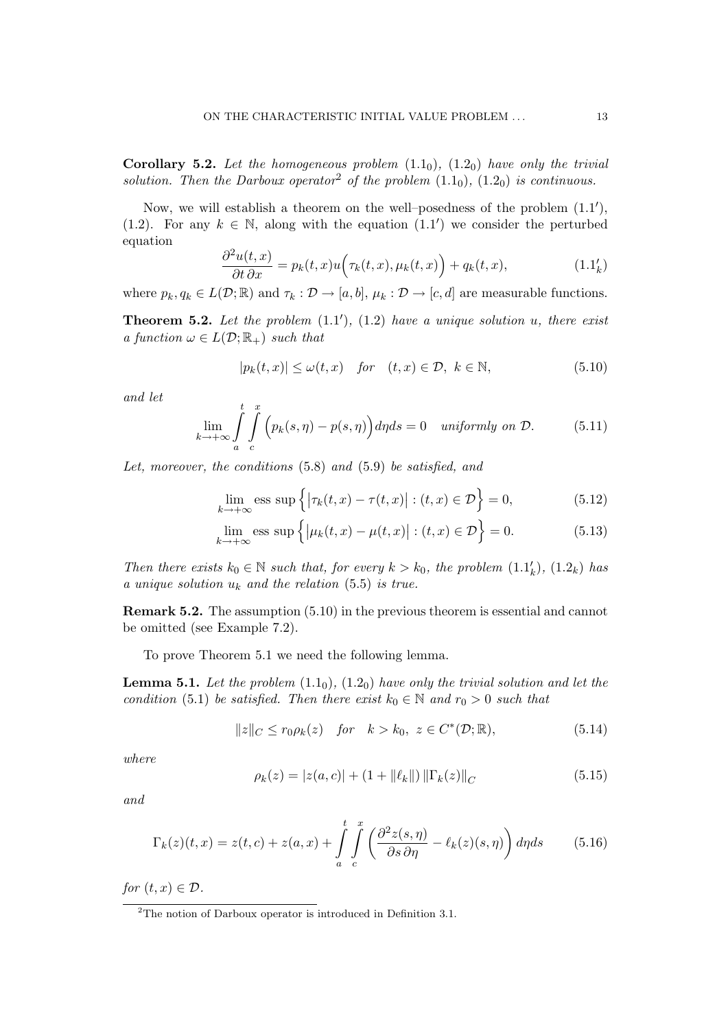**Corollary 5.2.** *Let the homogeneous problem* $(1.1_0)$, $(1.2_0)$ *have only the trivial solution. Then the Darboux operator*[2] *of the problem* $(1.1_0)$, $(1.2_0)$ *is continuous.*

Now, we will establish a theorem on the well–posedness of the problem $(1.1')$, $(1.2)$. For any $k \in \mathbb{N}$, along with the equation $(1.1')$ we consider the perturbed equation

$$\frac{\partial^2 u(t,x)}{\partial t\, \partial x} = p_k(t,x) u\Big(\tau_k(t,x), \mu_k(t,x)\Big) + q_k(t,x), \tag{$1.1'_k$}$$

where $p_k, q_k \in L(\mathcal{D};\mathbb{R})$ and $\tau_k : \mathcal{D} \to [a,b]$, $\mu_k : \mathcal{D} \to [c,d]$ are measurable functions.

**Theorem 5.2.** *Let the problem* $(1.1')$, $(1.2)$ *have a unique solution* $u$, *there exist a function* $\omega \in L(\mathcal{D};\mathbb{R}_+)$ *such that*

$$|p_k(t,x)| \leq \omega(t,x) \quad \textit{for} \quad (t,x) \in \mathcal{D}, \ k \in \mathbb{N}, \tag{5.10}$$

*and let*

$$\lim_{k\to+\infty} \int_a^t \int_c^x \Big(p_k(s,\eta) - p(s,\eta)\Big) d\eta ds = 0 \quad \textit{uniformly on } \mathcal{D}. \tag{5.11}$$

*Let, moreover, the conditions* (5.8) *and* (5.9) *be satisfied, and*

$$\lim_{k\to+\infty} \operatorname{ess\,sup} \Big\{ \big|\tau_k(t,x) - \tau(t,x)\big| : (t,x) \in \mathcal{D} \Big\} = 0, \tag{5.12}$$

$$\lim_{k\to+\infty} \operatorname{ess\,sup} \Big\{ \big|\mu_k(t,x) - \mu(t,x)\big| : (t,x) \in \mathcal{D} \Big\} = 0. \tag{5.13}$$

*Then there exists* $k_0 \in \mathbb{N}$ *such that, for every* $k > k_0$, *the problem* $(1.1'_k)$, $(1.2_k)$ *has a unique solution* $u_k$ *and the relation* (5.5) *is true.*

**Remark 5.2.** The assumption (5.10) in the previous theorem is essential and cannot be omitted (see Example 7.2).

To prove Theorem 5.1 we need the following lemma.

**Lemma 5.1.** *Let the problem* $(1.1_0)$, $(1.2_0)$ *have only the trivial solution and let the condition* (5.1) *be satisfied. Then there exist* $k_0 \in \mathbb{N}$ *and* $r_0 > 0$ *such that*

$$\|z\|_C \leq r_0 \rho_k(z) \quad \textit{for} \quad k > k_0, \ z \in C^*(\mathcal{D};\mathbb{R}), \tag{5.14}$$

*where*

$$\rho_k(z) = |z(a,c)| + (1 + \|\ell_k\|) \left\|\Gamma_k(z)\right\|_C \tag{5.15}$$

*and*

$$\Gamma_k(z)(t,x) = z(t,c) + z(a,x) + \int_a^t \int_c^x \left( \frac{\partial^2 z(s,\eta)}{\partial s\, \partial \eta} - \ell_k(z)(s,\eta) \right) d\eta ds \tag{5.16}$$

*for* $(t,x) \in \mathcal{D}$.

[2] The notion of Darboux operator is introduced in Definition 3.1.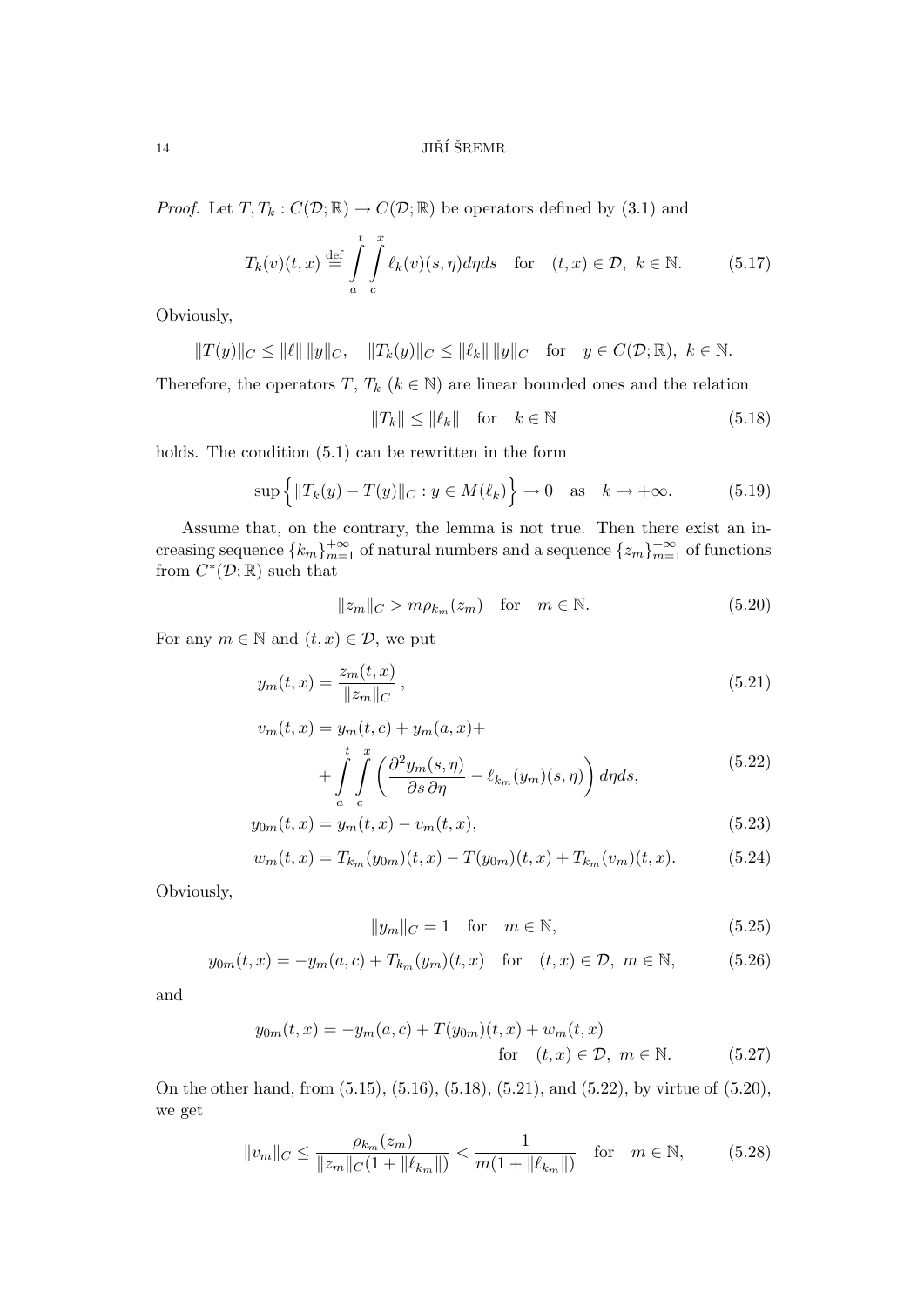*Proof.* Let $T, T_k : C(\mathcal{D};\mathbb{R}) \to C(\mathcal{D};\mathbb{R})$ be operators defined by (3.1) and

$$T_k(v)(t,x) \stackrel{\text{def}}{=} \int_a^t \int_c^x \ell_k(v)(s,\eta)d\eta ds \quad \text{for} \quad (t,x) \in \mathcal{D},\ k \in \mathbb{N}. \tag{5.17}$$

Obviously,

$$\|T(y)\|_C \leq \|\ell\|\,\|y\|_C, \quad \|T_k(y)\|_C \leq \|\ell_k\|\,\|y\|_C \quad \text{for} \quad y \in C(\mathcal{D};\mathbb{R}),\ k \in \mathbb{N}.$$

Therefore, the operators $T$, $T_k$ ($k \in \mathbb{N}$) are linear bounded ones and the relation

$$\|T_k\| \leq \|\ell_k\| \quad \text{for} \quad k \in \mathbb{N} \tag{5.18}$$

holds. The condition (5.1) can be rewritten in the form

$$\sup\Big\{\|T_k(y) - T(y)\|_C : y \in M(\ell_k)\Big\} \to 0 \quad \text{as} \quad k \to +\infty. \tag{5.19}$$

Assume that, on the contrary, the lemma is not true. Then there exist an increasing sequence $\{k_m\}_{m=1}^{+\infty}$ of natural numbers and a sequence $\{z_m\}_{m=1}^{+\infty}$ of functions from $C^*(\mathcal{D};\mathbb{R})$ such that

$$\|z_m\|_C > m\rho_{k_m}(z_m) \quad \text{for} \quad m \in \mathbb{N}. \tag{5.20}$$

For any $m \in \mathbb{N}$ and $(t,x) \in \mathcal{D}$, we put

$$y_m(t,x) = \frac{z_m(t,x)}{\|z_m\|_C}, \tag{5.21}$$

$$v_m(t,x) = y_m(t,c) + y_m(a,x) + \int_a^t \int_c^x \left( \frac{\partial^2 y_m(s,\eta)}{\partial s\, \partial \eta} - \ell_{k_m}(y_m)(s,\eta) \right) d\eta ds, \tag{5.22}$$

$$y_{0m}(t,x) = y_m(t,x) - v_m(t,x), \tag{5.23}$$

$$w_m(t,x) = T_{k_m}(y_{0m})(t,x) - T(y_{0m})(t,x) + T_{k_m}(v_m)(t,x). \tag{5.24}$$

Obviously,

$$\|y_m\|_C = 1 \quad \text{for} \quad m \in \mathbb{N}, \tag{5.25}$$

$$y_{0m}(t,x) = -y_m(a,c) + T_{k_m}(y_m)(t,x) \quad \text{for} \quad (t,x) \in \mathcal{D},\ m \in \mathbb{N}, \tag{5.26}$$

and

$$y_{0m}(t,x) = -y_m(a,c) + T(y_{0m})(t,x) + w_m(t,x) \quad \text{for} \quad (t,x) \in \mathcal{D},\ m \in \mathbb{N}. \tag{5.27}$$

On the other hand, from (5.15), (5.16), (5.18), (5.21), and (5.22), by virtue of (5.20), we get

$$\|v_m\|_C \leq \frac{\rho_{k_m}(z_m)}{\|z_m\|_C(1 + \|\ell_{k_m}\|)} < \frac{1}{m(1 + \|\ell_{k_m}\|)} \quad \text{for} \quad m \in \mathbb{N}, \tag{5.28}$$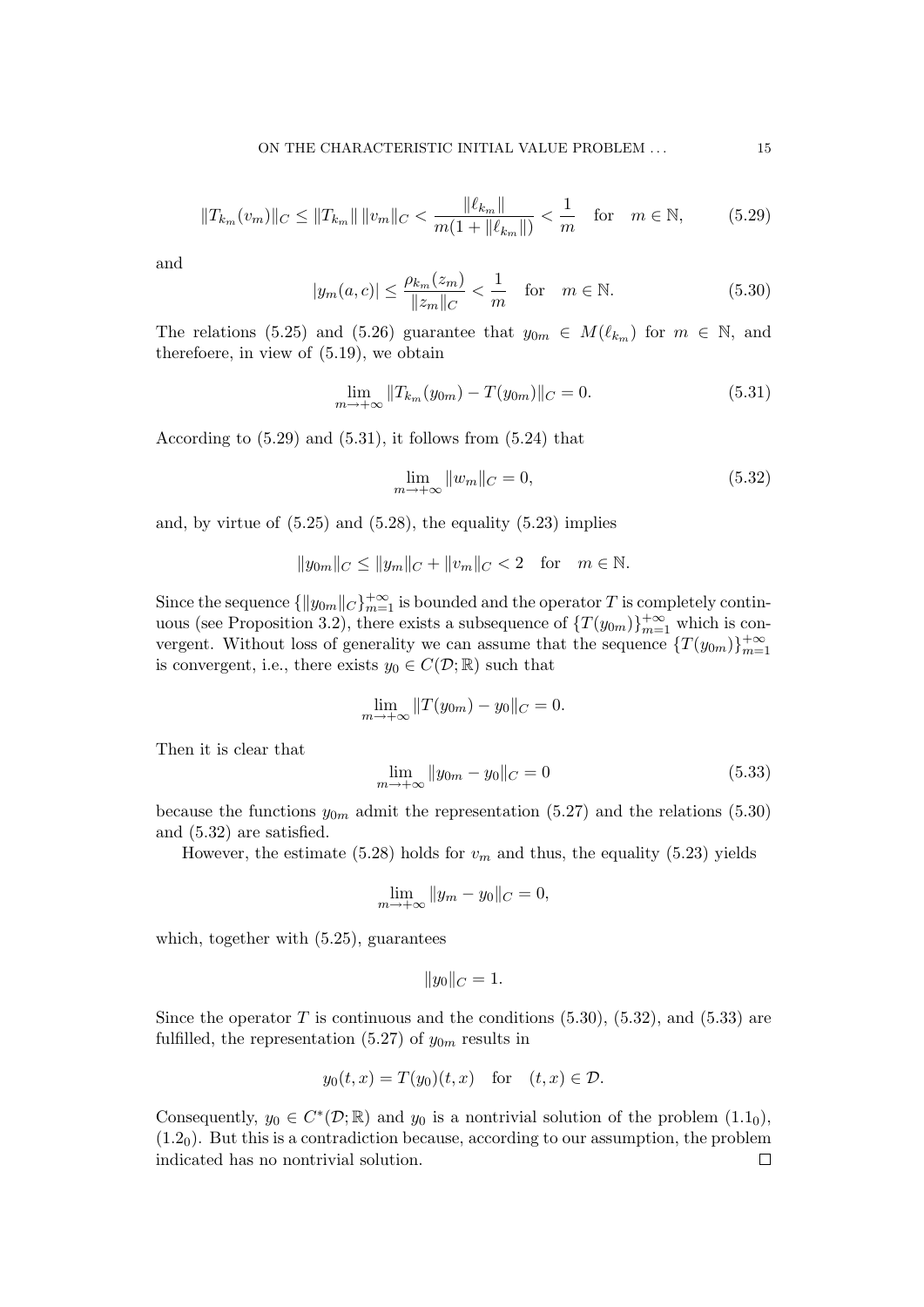$$\|T_{k_m}(v_m)\|_C \le \|T_{k_m}\|\,\|v_m\|_C < \frac{\|\ell_{k_m}\|}{m(1+\|\ell_{k_m}\|)} < \frac{1}{m} \quad \text{for} \quad m \in \mathbb{N}, \tag{5.29}$$

and

$$|y_m(a,c)| \le \frac{\rho_{k_m}(z_m)}{\|z_m\|_C} < \frac{1}{m} \quad \text{for} \quad m \in \mathbb{N}. \tag{5.30}$$

The relations (5.25) and (5.26) guarantee that $y_{0m} \in M(\ell_{k_m})$ for $m \in \mathbb{N}$, and therefoere, in view of (5.19), we obtain

$$\lim_{m\to+\infty} \|T_{k_m}(y_{0m}) - T(y_{0m})\|_C = 0. \tag{5.31}$$

According to (5.29) and (5.31), it follows from (5.24) that

$$\lim_{m\to+\infty} \|w_m\|_C = 0, \tag{5.32}$$

and, by virtue of (5.25) and (5.28), the equality (5.23) implies

$$\|y_{0m}\|_C \le \|y_m\|_C + \|v_m\|_C < 2 \quad \text{for} \quad m \in \mathbb{N}.$$

Since the sequence $\{\|y_{0m}\|_C\}_{m=1}^{+\infty}$ is bounded and the operator $T$ is completely continuous (see Proposition 3.2), there exists a subsequence of $\{T(y_{0m})\}_{m=1}^{+\infty}$ which is convergent. Without loss of generality we can assume that the sequence $\{T(y_{0m})\}_{m=1}^{+\infty}$ is convergent, i.e., there exists $y_0 \in C(\mathcal{D};\mathbb{R})$ such that

$$\lim_{m\to+\infty} \|T(y_{0m}) - y_0\|_C = 0.$$

Then it is clear that

$$\lim_{m\to+\infty} \|y_{0m} - y_0\|_C = 0 \tag{5.33}$$

because the functions $y_{0m}$ admit the representation (5.27) and the relations (5.30) and (5.32) are satisfied.

However, the estimate (5.28) holds for $v_m$ and thus, the equality (5.23) yields

$$\lim_{m\to+\infty} \|y_m - y_0\|_C = 0,$$

which, together with (5.25), guarantees

$$\|y_0\|_C = 1.$$

Since the operator $T$ is continuous and the conditions (5.30), (5.32), and (5.33) are fulfilled, the representation (5.27) of $y_{0m}$ results in

$$y_0(t,x) = T(y_0)(t,x) \quad \text{for} \quad (t,x) \in \mathcal{D}.$$

Consequently, $y_0 \in C^*(\mathcal{D};\mathbb{R})$ and $y_0$ is a nontrivial solution of the problem $(1.1_0)$, $(1.2_0)$. But this is a contradiction because, according to our assumption, the problem indicated has no nontrivial solution. $\square$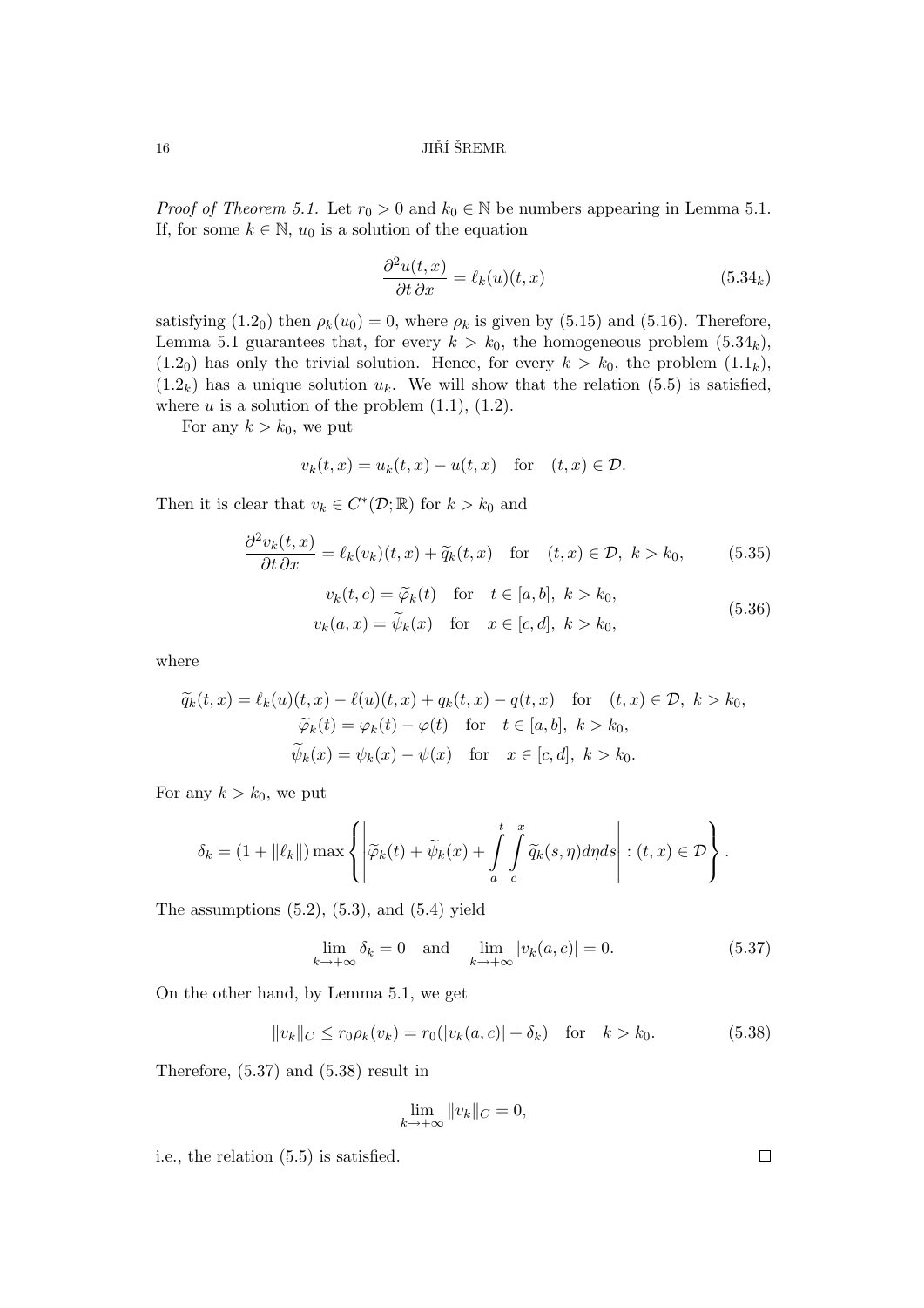*Proof of Theorem 5.1.* Let $r_0 > 0$ and $k_0 \in \mathbb{N}$ be numbers appearing in Lemma 5.1. If, for some $k \in \mathbb{N}$, $u_0$ is a solution of the equation

$$\frac{\partial^2 u(t,x)}{\partial t\, \partial x} = \ell_k(u)(t,x) \tag{5.34$_k$}$$

satisfying $(1.2_0)$ then $\rho_k(u_0) = 0$, where $\rho_k$ is given by (5.15) and (5.16). Therefore, Lemma 5.1 guarantees that, for every $k > k_0$, the homogeneous problem $(5.34_k)$, $(1.2_0)$ has only the trivial solution. Hence, for every $k > k_0$, the problem $(1.1_k)$, $(1.2_k)$ has a unique solution $u_k$. We will show that the relation (5.5) is satisfied, where $u$ is a solution of the problem (1.1), (1.2).

For any $k > k_0$, we put

$$v_k(t,x) = u_k(t,x) - u(t,x) \quad \text{for} \quad (t,x) \in \mathcal{D}.$$

Then it is clear that $v_k \in C^*(\mathcal{D};\mathbb{R})$ for $k > k_0$ and

$$\frac{\partial^2 v_k(t,x)}{\partial t\, \partial x} = \ell_k(v_k)(t,x) + \widetilde{q}_k(t,x) \quad \text{for} \quad (t,x) \in \mathcal{D},\ k > k_0, \tag{5.35}$$

$$\begin{aligned} v_k(t,c) &= \widetilde{\varphi}_k(t) \quad \text{for} \quad t \in [a,b],\ k > k_0, \\ v_k(a,x) &= \widetilde{\psi}_k(x) \quad \text{for} \quad x \in [c,d],\ k > k_0, \end{aligned} \tag{5.36}$$

where

$$\begin{gathered} \widetilde{q}_k(t,x) = \ell_k(u)(t,x) - \ell(u)(t,x) + q_k(t,x) - q(t,x) \quad \text{for} \quad (t,x) \in \mathcal{D},\ k > k_0, \\ \widetilde{\varphi}_k(t) = \varphi_k(t) - \varphi(t) \quad \text{for} \quad t \in [a,b],\ k > k_0, \\ \widetilde{\psi}_k(x) = \psi_k(x) - \psi(x) \quad \text{for} \quad x \in [c,d],\ k > k_0. \end{gathered}$$

For any $k > k_0$, we put

$$\delta_k = (1 + \|\ell_k\|) \max\left\{ \left| \widetilde{\varphi}_k(t) + \widetilde{\psi}_k(x) + \int_a^t \int_c^x \widetilde{q}_k(s,\eta)\, d\eta\, ds \right| : (t,x) \in \mathcal{D} \right\}.$$

The assumptions (5.2), (5.3), and (5.4) yield

$$\lim_{k \to +\infty} \delta_k = 0 \quad \text{and} \quad \lim_{k \to +\infty} |v_k(a,c)| = 0. \tag{5.37}$$

On the other hand, by Lemma 5.1, we get

$$\|v_k\|_C \le r_0 \rho_k(v_k) = r_0(|v_k(a,c)| + \delta_k) \quad \text{for} \quad k > k_0. \tag{5.38}$$

Therefore, (5.37) and (5.38) result in

$$\lim_{k \to +\infty} \|v_k\|_C = 0,$$

i.e., the relation (5.5) is satisfied. $\square$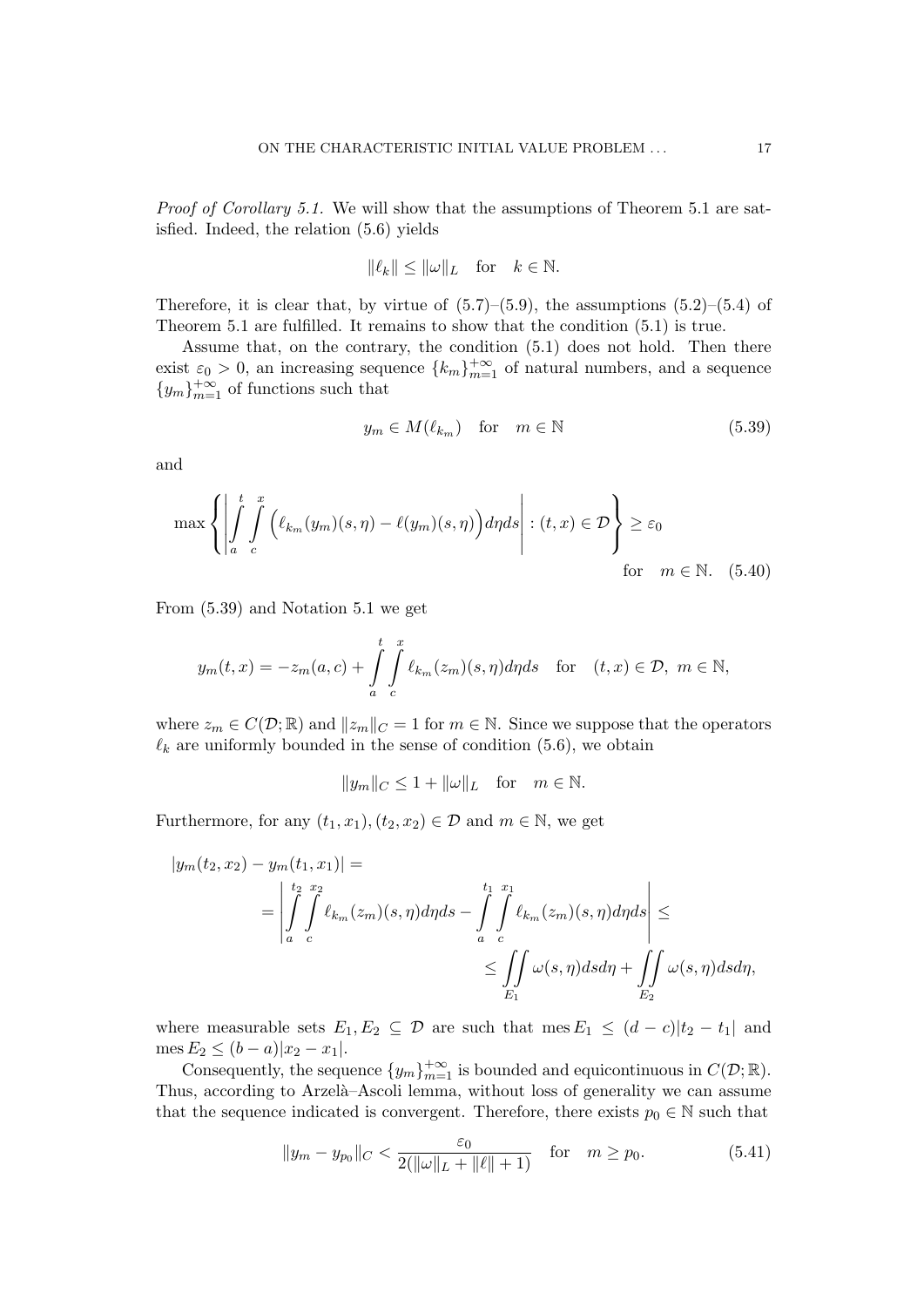*Proof of Corollary 5.1.* We will show that the assumptions of Theorem 5.1 are satisfied. Indeed, the relation (5.6) yields

$$\|\ell_k\| \leq \|\omega\|_L \quad \text{for} \quad k \in \mathbb{N}.$$

Therefore, it is clear that, by virtue of (5.7)–(5.9), the assumptions (5.2)–(5.4) of Theorem 5.1 are fulfilled. It remains to show that the condition (5.1) is true.

Assume that, on the contrary, the condition (5.1) does not hold. Then there exist $\varepsilon_0 > 0$, an increasing sequence $\{k_m\}_{m=1}^{+\infty}$ of natural numbers, and a sequence $\{y_m\}_{m=1}^{+\infty}$ of functions such that

$$y_m \in M(\ell_{k_m}) \quad \text{for} \quad m \in \mathbb{N} \tag{5.39}$$

and

$$\max\left\{\left|\int_a^t \int_c^x \Big(\ell_{k_m}(y_m)(s,\eta) - \ell(y_m)(s,\eta)\Big)d\eta ds\right| : (t,x) \in \mathcal{D}\right\} \geq \varepsilon_0 \quad \text{for} \quad m \in \mathbb{N}. \tag{5.40}$$

From (5.39) and Notation 5.1 we get

$$y_m(t,x) = -z_m(a,c) + \int_a^t \int_c^x \ell_{k_m}(z_m)(s,\eta)d\eta ds \quad \text{for} \quad (t,x) \in \mathcal{D},\ m \in \mathbb{N},$$

where $z_m \in C(\mathcal{D};\mathbb{R})$ and $\|z_m\|_C = 1$ for $m \in \mathbb{N}$. Since we suppose that the operators $\ell_k$ are uniformly bounded in the sense of condition (5.6), we obtain

$$\|y_m\|_C \leq 1 + \|\omega\|_L \quad \text{for} \quad m \in \mathbb{N}.$$

Furthermore, for any $(t_1,x_1),(t_2,x_2) \in \mathcal{D}$ and $m \in \mathbb{N}$, we get

$$\begin{aligned}
|y_m(t_2,x_2) - y_m(t_1,x_1)| &= \\
&= \left|\int_a^{t_2}\int_c^{x_2} \ell_{k_m}(z_m)(s,\eta)d\eta ds - \int_a^{t_1}\int_c^{x_1} \ell_{k_m}(z_m)(s,\eta)d\eta ds\right| \leq \\
&\leq \iint_{E_1} \omega(s,\eta)dsd\eta + \iint_{E_2} \omega(s,\eta)dsd\eta,
\end{aligned}$$

where measurable sets $E_1, E_2 \subseteq \mathcal{D}$ are such that $\operatorname{mes} E_1 \leq (d-c)|t_2 - t_1|$ and $\operatorname{mes} E_2 \leq (b-a)|x_2 - x_1|$.

Consequently, the sequence $\{y_m\}_{m=1}^{+\infty}$ is bounded and equicontinuous in $C(\mathcal{D};\mathbb{R})$. Thus, according to Arzelà–Ascoli lemma, without loss of generality we can assume that the sequence indicated is convergent. Therefore, there exists $p_0 \in \mathbb{N}$ such that

$$\|y_m - y_{p_0}\|_C < \frac{\varepsilon_0}{2(\|\omega\|_L + \|\ell\| + 1)} \quad \text{for} \quad m \geq p_0. \tag{5.41}$$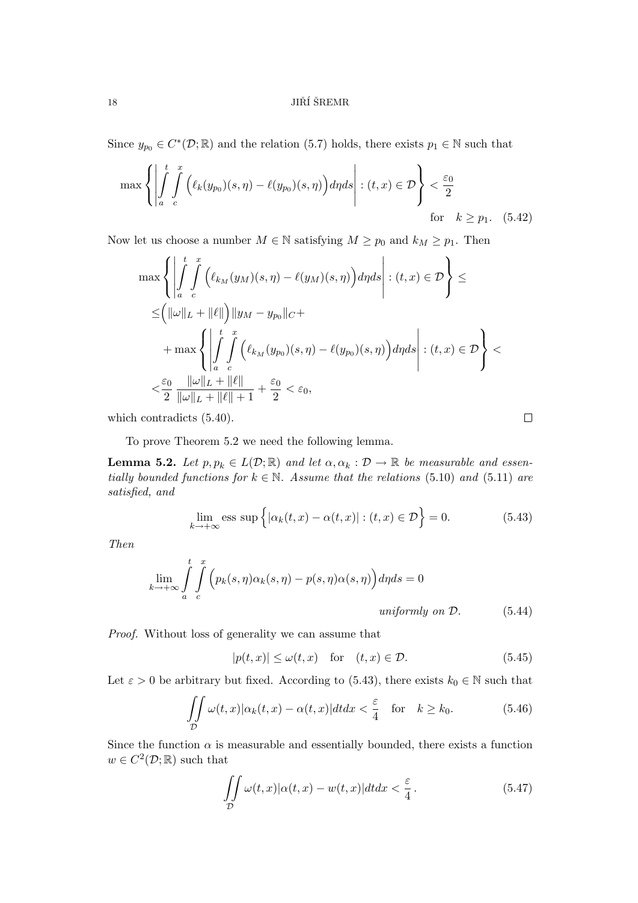Since $y_{p_0} \in C^*(\mathcal{D};\mathbb{R})$ and the relation (5.7) holds, there exists $p_1 \in \mathbb{N}$ such that

$$\max\left\{\left|\int_a^t\int_c^x \Big(\ell_k(y_{p_0})(s,\eta)-\ell(y_{p_0})(s,\eta)\Big)d\eta ds\right| : (t,x)\in\mathcal{D}\right\} < \frac{\varepsilon_0}{2} \quad \text{for} \quad k \geq p_1. \tag{5.42}$$

Now let us choose a number $M \in \mathbb{N}$ satisfying $M \geq p_0$ and $k_M \geq p_1$. Then

$$\begin{aligned}
&\max\left\{\left|\int_a^t\int_c^x \Big(\ell_{k_M}(y_M)(s,\eta)-\ell(y_M)(s,\eta)\Big)d\eta ds\right| : (t,x)\in\mathcal{D}\right\} \leq \\
&\leq \Big(\|\omega\|_L + \|\ell\|\Big)\|y_M - y_{p_0}\|_C + \\
&\quad + \max\left\{\left|\int_a^t\int_c^x \Big(\ell_{k_M}(y_{p_0})(s,\eta)-\ell(y_{p_0})(s,\eta)\Big)d\eta ds\right| : (t,x)\in\mathcal{D}\right\} < \\
&< \frac{\varepsilon_0}{2}\,\frac{\|\omega\|_L + \|\ell\|}{\|\omega\|_L + \|\ell\| + 1} + \frac{\varepsilon_0}{2} < \varepsilon_0,
\end{aligned}$$

which contradicts (5.40). $\square$

To prove Theorem 5.2 we need the following lemma.

**Lemma 5.2.** *Let $p, p_k \in L(\mathcal{D};\mathbb{R})$ and let $\alpha, \alpha_k : \mathcal{D} \to \mathbb{R}$ be measurable and essentially bounded functions for $k \in \mathbb{N}$. Assume that the relations* (5.10) *and* (5.11) *are satisfied, and*

$$\lim_{k\to+\infty} \operatorname{ess\,sup}\Big\{|\alpha_k(t,x) - \alpha(t,x)| : (t,x)\in\mathcal{D}\Big\} = 0. \tag{5.43}$$

*Then*

$$\lim_{k\to+\infty}\int_a^t\int_c^x \Big(p_k(s,\eta)\alpha_k(s,\eta) - p(s,\eta)\alpha(s,\eta)\Big)d\eta ds = 0 \quad \textit{uniformly on } \mathcal{D}. \tag{5.44}$$

*Proof.* Without loss of generality we can assume that

$$|p(t,x)| \leq \omega(t,x) \quad \text{for} \quad (t,x)\in\mathcal{D}. \tag{5.45}$$

Let $\varepsilon > 0$ be arbitrary but fixed. According to (5.43), there exists $k_0 \in \mathbb{N}$ such that

$$\iint_{\mathcal{D}} \omega(t,x)|\alpha_k(t,x) - \alpha(t,x)|dtdx < \frac{\varepsilon}{4} \quad \text{for} \quad k \geq k_0. \tag{5.46}$$

Since the function $\alpha$ is measurable and essentially bounded, there exists a function $w \in C^2(\mathcal{D};\mathbb{R})$ such that

$$\iint_{\mathcal{D}} \omega(t,x)|\alpha(t,x) - w(t,x)|dtdx < \frac{\varepsilon}{4}\,. \tag{5.47}$$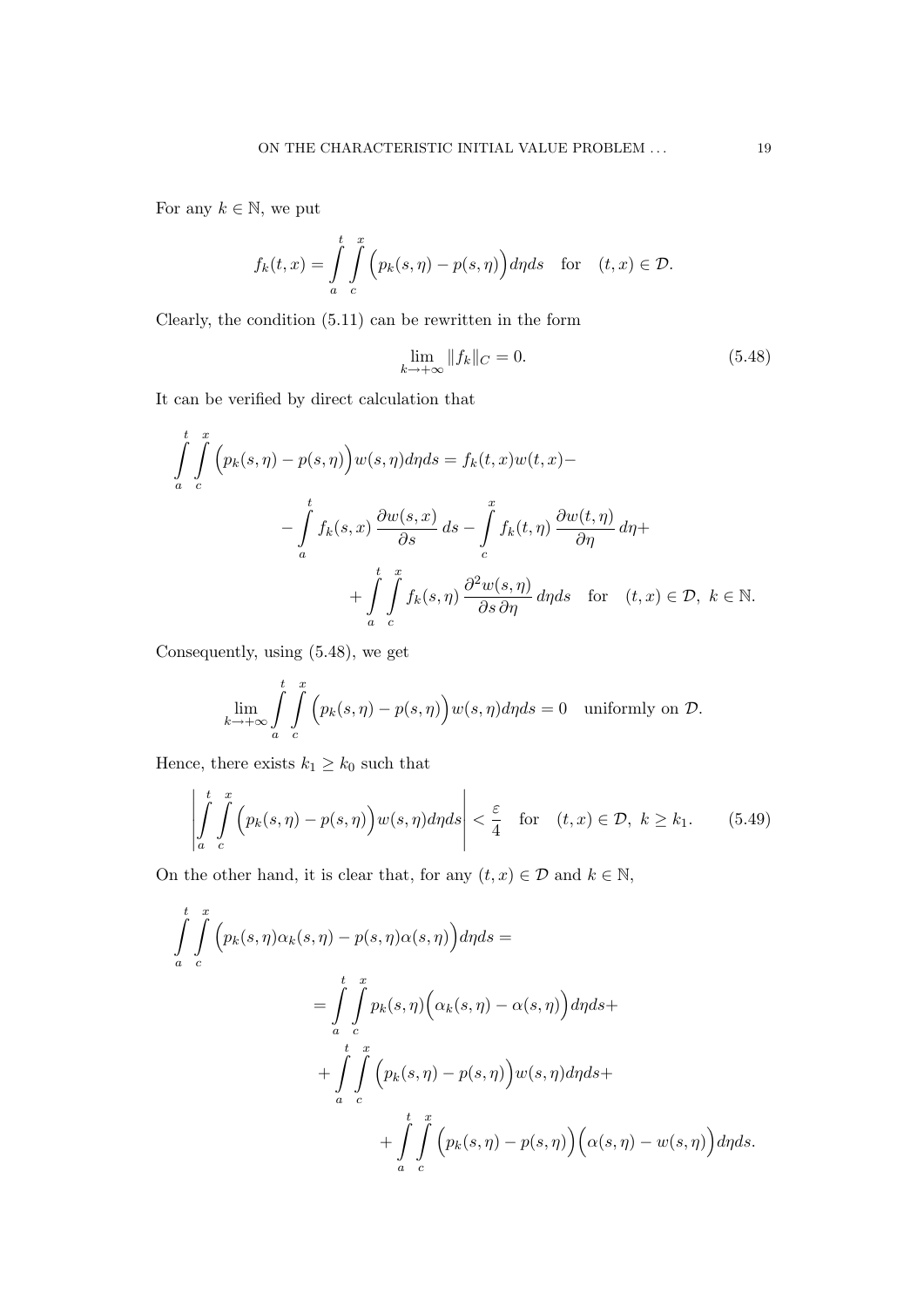For any $k \in \mathbb{N}$, we put

$$f_k(t,x) = \int\limits_a^t \int\limits_c^x \Big(p_k(s,\eta) - p(s,\eta)\Big) d\eta ds \quad \text{for} \quad (t,x) \in \mathcal{D}.$$

Clearly, the condition (5.11) can be rewritten in the form

$$\lim_{k \to +\infty} \|f_k\|_C = 0. \tag{5.48}$$

It can be verified by direct calculation that

$$\begin{aligned}
\int\limits_a^t \int\limits_c^x \Big(p_k(s,\eta) - p(s,\eta)\Big) w(s,\eta) d\eta ds = f_k(t,x) w(t,x) - \\
- \int\limits_a^t f_k(s,x) \, \frac{\partial w(s,x)}{\partial s} \, ds - \int\limits_c^x f_k(t,\eta) \, \frac{\partial w(t,\eta)}{\partial \eta} \, d\eta + \\
+ \int\limits_a^t \int\limits_c^x f_k(s,\eta) \, \frac{\partial^2 w(s,\eta)}{\partial s \, \partial \eta} \, d\eta ds \quad \text{for} \quad (t,x) \in \mathcal{D}, \ k \in \mathbb{N}.
\end{aligned}$$

Consequently, using (5.48), we get

$$\lim_{k \to +\infty} \int\limits_a^t \int\limits_c^x \Big(p_k(s,\eta) - p(s,\eta)\Big) w(s,\eta) d\eta ds = 0 \quad \text{uniformly on } \mathcal{D}.$$

Hence, there exists $k_1 \geq k_0$ such that

$$\left| \int\limits_a^t \int\limits_c^x \Big(p_k(s,\eta) - p(s,\eta)\Big) w(s,\eta) d\eta ds \right| < \frac{\varepsilon}{4} \quad \text{for} \quad (t,x) \in \mathcal{D}, \ k \geq k_1. \tag{5.49}$$

On the other hand, it is clear that, for any $(t,x) \in \mathcal{D}$ and $k \in \mathbb{N}$,

$$\begin{aligned}
\int\limits_a^t \int\limits_c^x \Big(p_k(s,\eta)\alpha_k(s,\eta) - p(s,\eta)\alpha(s,\eta)\Big) d\eta ds = \\
= \int\limits_a^t \int\limits_c^x p_k(s,\eta) \Big(\alpha_k(s,\eta) - \alpha(s,\eta)\Big) d\eta ds + \\
+ \int\limits_a^t \int\limits_c^x \Big(p_k(s,\eta) - p(s,\eta)\Big) w(s,\eta) d\eta ds + \\
+ \int\limits_a^t \int\limits_c^x \Big(p_k(s,\eta) - p(s,\eta)\Big) \Big(\alpha(s,\eta) - w(s,\eta)\Big) d\eta ds.
\end{aligned}$$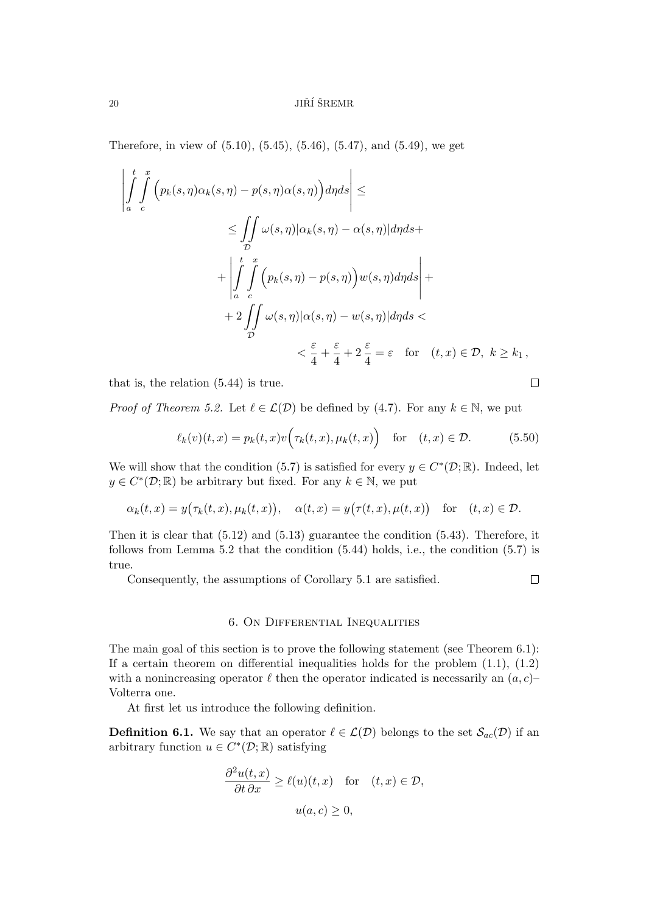Therefore, in view of (5.10), (5.45), (5.46), (5.47), and (5.49), we get

$$
\begin{aligned}
\left| \int_a^t \int_c^x \Big( p_k(s,\eta)\alpha_k(s,\eta) - p(s,\eta)\alpha(s,\eta)\Big) d\eta ds \right| \leq& \\
\leq \iint_{\mathcal{D}} \omega(s,\eta)|\alpha_k(s,\eta) - \alpha(s,\eta)| d\eta ds +& \\
+ \left| \int_a^t \int_c^x \Big( p_k(s,\eta) - p(s,\eta)\Big) w(s,\eta) d\eta ds \right| +& \\
+ 2 \iint_{\mathcal{D}} \omega(s,\eta)|\alpha(s,\eta) - w(s,\eta)| d\eta ds <& \\
< \frac{\varepsilon}{4} + \frac{\varepsilon}{4} + 2\,\frac{\varepsilon}{4} = \varepsilon \quad \text{for} \quad (t,x) \in \mathcal{D},\ k \geq k_1\,,&
\end{aligned}
$$

that is, the relation (5.44) is true. $\square$

*Proof of Theorem 5.2.* Let $\ell \in \mathcal{L}(\mathcal{D})$ be defined by (4.7). For any $k \in \mathbb{N}$, we put

$$
\ell_k(v)(t,x) = p_k(t,x) v\Big(\tau_k(t,x), \mu_k(t,x)\Big) \quad \text{for} \quad (t,x) \in \mathcal{D}. \tag{5.50}
$$

We will show that the condition (5.7) is satisfied for every $y \in C^*(\mathcal{D};\mathbb{R})$. Indeed, let $y \in C^*(\mathcal{D};\mathbb{R})$ be arbitrary but fixed. For any $k \in \mathbb{N}$, we put

$$
\alpha_k(t,x) = y\big(\tau_k(t,x), \mu_k(t,x)\big), \quad \alpha(t,x) = y\big(\tau(t,x), \mu(t,x)\big) \quad \text{for} \quad (t,x) \in \mathcal{D}.
$$

Then it is clear that (5.12) and (5.13) guarantee the condition (5.43). Therefore, it follows from Lemma 5.2 that the condition (5.44) holds, i.e., the condition (5.7) is true.

Consequently, the assumptions of Corollary 5.1 are satisfied. $\square$

## 6. On Differential Inequalities

The main goal of this section is to prove the following statement (see Theorem 6.1): If a certain theorem on differential inequalities holds for the problem (1.1), (1.2) with a nonincreasing operator $\ell$ then the operator indicated is necessarily an $(a,c)$–Volterra one.

At first let us introduce the following definition.

**Definition 6.1.** We say that an operator $\ell \in \mathcal{L}(\mathcal{D})$ belongs to the set $\mathcal{S}_{ac}(\mathcal{D})$ if an arbitrary function $u \in C^*(\mathcal{D};\mathbb{R})$ satisfying

$$
\frac{\partial^2 u(t,x)}{\partial t\, \partial x} \geq \ell(u)(t,x) \quad \text{for} \quad (t,x) \in \mathcal{D},
$$

$$
u(a,c) \geq 0,
$$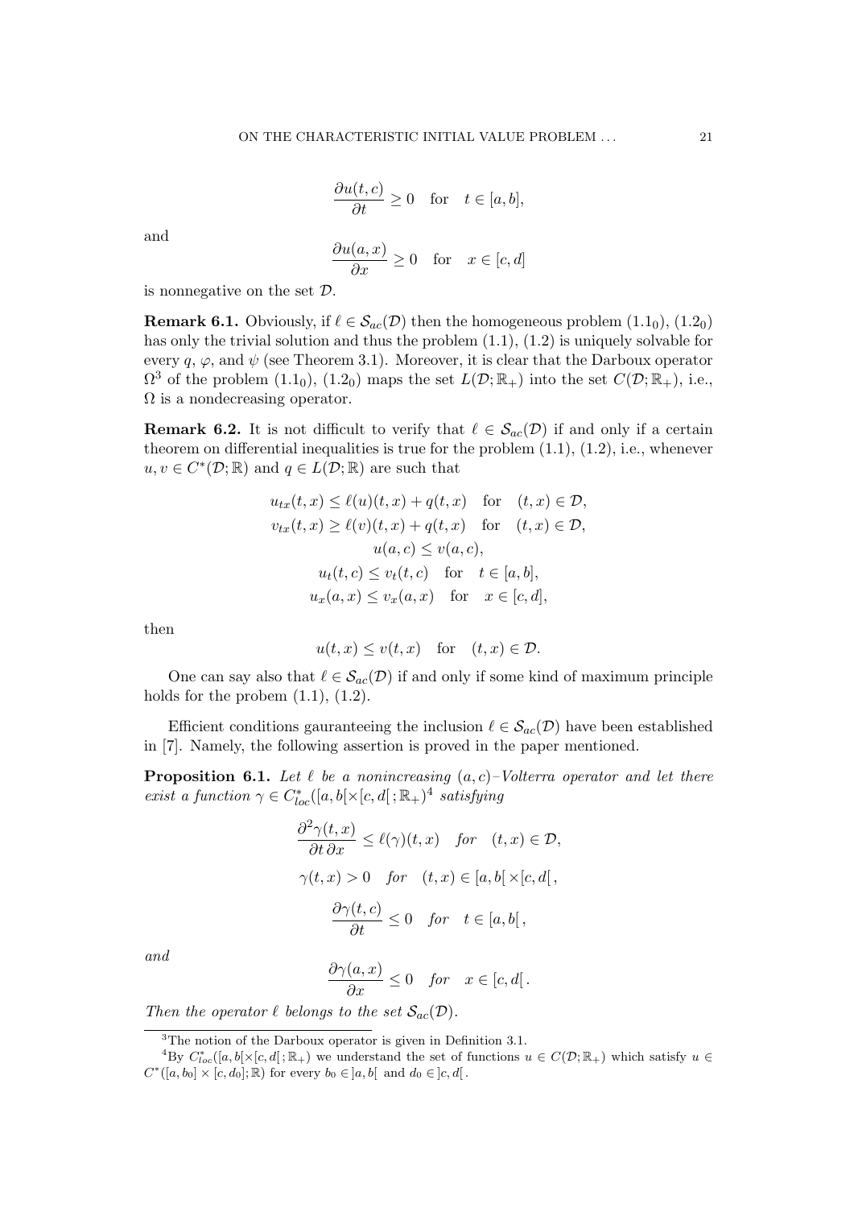$$\frac{\partial u(t,c)}{\partial t} \geq 0 \quad \text{for} \quad t \in [a,b],$$

and

$$\frac{\partial u(a,x)}{\partial x} \geq 0 \quad \text{for} \quad x \in [c,d]$$

is nonnegative on the set $\mathcal{D}$.

**Remark 6.1.** Obviously, if $\ell \in \mathcal{S}_{ac}(\mathcal{D})$ then the homogeneous problem ($1.1_0$), ($1.2_0$) has only the trivial solution and thus the problem (1.1), (1.2) is uniquely solvable for every $q$, $\varphi$, and $\psi$ (see Theorem 3.1). Moreover, it is clear that the Darboux operator $\Omega$[3] of the problem ($1.1_0$), ($1.2_0$) maps the set $L(\mathcal{D};\mathbb{R}_+)$ into the set $C(\mathcal{D};\mathbb{R}_+)$, i.e., $\Omega$ is a nondecreasing operator.

**Remark 6.2.** It is not difficult to verify that $\ell \in \mathcal{S}_{ac}(\mathcal{D})$ if and only if a certain theorem on differential inequalities is true for the problem (1.1), (1.2), i.e., whenever $u, v \in C^*(\mathcal{D};\mathbb{R})$ and $q \in L(\mathcal{D};\mathbb{R})$ are such that

$$u_{tx}(t,x) \leq \ell(u)(t,x) + q(t,x) \quad \text{for} \quad (t,x) \in \mathcal{D},$$
$$v_{tx}(t,x) \geq \ell(v)(t,x) + q(t,x) \quad \text{for} \quad (t,x) \in \mathcal{D},$$
$$u(a,c) \leq v(a,c),$$
$$u_t(t,c) \leq v_t(t,c) \quad \text{for} \quad t \in [a,b],$$
$$u_x(a,x) \leq v_x(a,x) \quad \text{for} \quad x \in [c,d],$$

then

$$u(t,x) \leq v(t,x) \quad \text{for} \quad (t,x) \in \mathcal{D}.$$

One can say also that $\ell \in \mathcal{S}_{ac}(\mathcal{D})$ if and only if some kind of maximum principle holds for the probem (1.1), (1.2).

Efficient conditions gauranteeing the inclusion $\ell \in \mathcal{S}_{ac}(\mathcal{D})$ have been established in [7]. Namely, the following assertion is proved in the paper mentioned.

**Proposition 6.1.** *Let $\ell$ be a nonincreasing $(a,c)$–Volterra operator and let there exist a function $\gamma \in C^*_{loc}([a,b[\times[c,d[\,;\mathbb{R}_+)$[4] satisfying*

$$\frac{\partial^2 \gamma(t,x)}{\partial t\, \partial x} \leq \ell(\gamma)(t,x) \quad \textit{for} \quad (t,x) \in \mathcal{D},$$

$$\gamma(t,x) > 0 \quad \textit{for} \quad (t,x) \in [a,b[\times[c,d[\,,$$

$$\frac{\partial \gamma(t,c)}{\partial t} \leq 0 \quad \textit{for} \quad t \in [a,b[\,,$$

*and*

$$\frac{\partial \gamma(a,x)}{\partial x} \leq 0 \quad \textit{for} \quad x \in [c,d[\,.$$

*Then the operator $\ell$ belongs to the set $\mathcal{S}_{ac}(\mathcal{D})$.*

---

[3] The notion of the Darboux operator is given in Definition 3.1.

[4] By $C^*_{loc}([a,b[\times[c,d[\,;\mathbb{R}_+)$ we understand the set of functions $u \in C(\mathcal{D};\mathbb{R}_+)$ which satisfy $u \in C^*([a,b_0]\times[c,d_0];\mathbb{R})$ for every $b_0 \in \,]a,b[$ and $d_0 \in \,]c,d[$.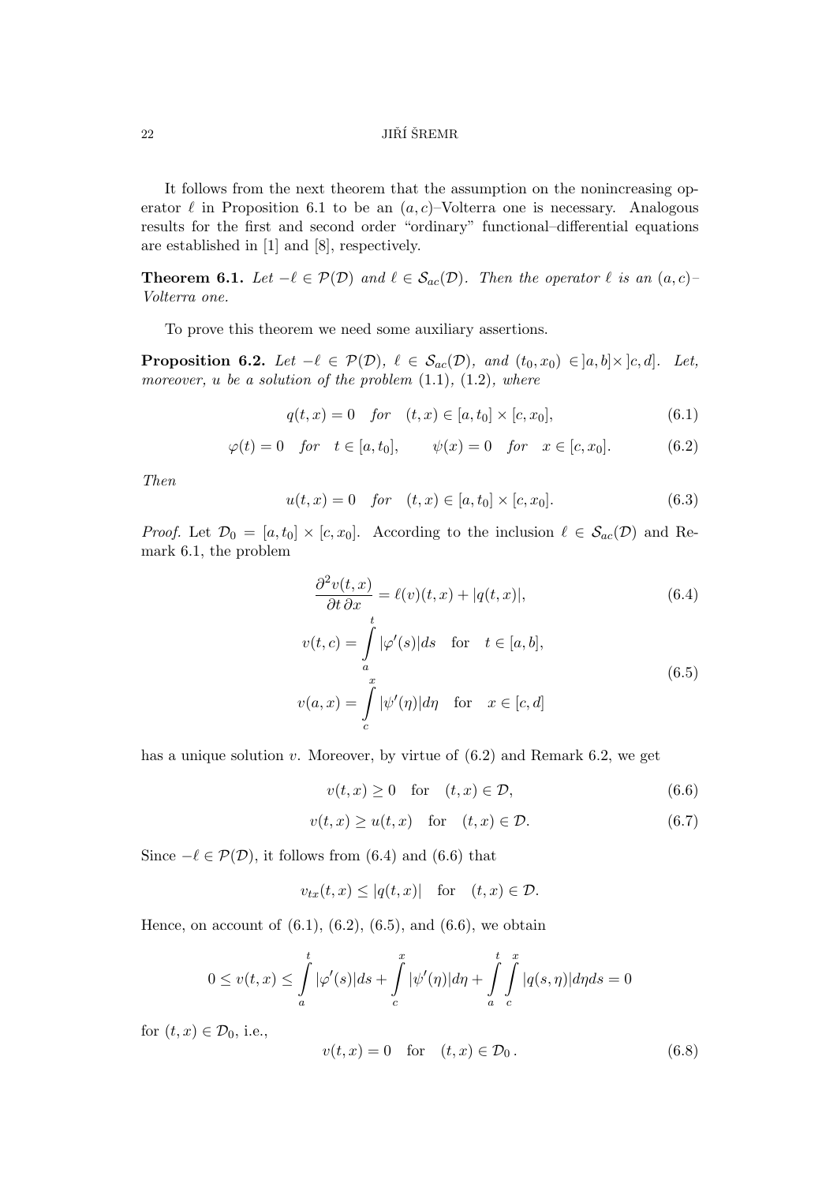It follows from the next theorem that the assumption on the nonincreasing operator $\ell$ in Proposition 6.1 to be an $(a,c)$–Volterra one is necessary. Analogous results for the first and second order "ordinary" functional–differential equations are established in [1] and [8], respectively.

**Theorem 6.1.** *Let $-\ell \in \mathcal{P}(\mathcal{D})$ and $\ell \in \mathcal{S}_{ac}(\mathcal{D})$. Then the operator $\ell$ is an $(a,c)$–Volterra one.*

To prove this theorem we need some auxiliary assertions.

**Proposition 6.2.** *Let $-\ell \in \mathcal{P}(\mathcal{D})$, $\ell \in \mathcal{S}_{ac}(\mathcal{D})$, and $(t_0, x_0) \in ]a,b] \times ]c,d]$. Let, moreover, $u$ be a solution of the problem (1.1), (1.2), where*

$$q(t,x) = 0 \quad \textit{for} \quad (t,x) \in [a,t_0] \times [c,x_0], \tag{6.1}$$

$$\varphi(t) = 0 \quad \textit{for} \quad t \in [a,t_0], \qquad \psi(x) = 0 \quad \textit{for} \quad x \in [c,x_0]. \tag{6.2}$$

*Then*

$$u(t,x) = 0 \quad \textit{for} \quad (t,x) \in [a,t_0] \times [c,x_0]. \tag{6.3}$$

*Proof.* Let $\mathcal{D}_0 = [a,t_0] \times [c,x_0]$. According to the inclusion $\ell \in \mathcal{S}_{ac}(\mathcal{D})$ and Remark 6.1, the problem

$$\frac{\partial^2 v(t,x)}{\partial t \, \partial x} = \ell(v)(t,x) + |q(t,x)|, \tag{6.4}$$

$$v(t,c) = \int_a^t |\varphi'(s)| ds \quad \text{for} \quad t \in [a,b],$$
$$v(a,x) = \int_c^x |\psi'(\eta)| d\eta \quad \text{for} \quad x \in [c,d] \tag{6.5}$$

has a unique solution $v$. Moreover, by virtue of (6.2) and Remark 6.2, we get

$$v(t,x) \geq 0 \quad \text{for} \quad (t,x) \in \mathcal{D}, \tag{6.6}$$

$$v(t,x) \geq u(t,x) \quad \text{for} \quad (t,x) \in \mathcal{D}. \tag{6.7}$$

Since $-\ell \in \mathcal{P}(\mathcal{D})$, it follows from (6.4) and (6.6) that

$$v_{tx}(t,x) \leq |q(t,x)| \quad \text{for} \quad (t,x) \in \mathcal{D}.$$

Hence, on account of (6.1), (6.2), (6.5), and (6.6), we obtain

$$0 \leq v(t,x) \leq \int_a^t |\varphi'(s)| ds + \int_c^x |\psi'(\eta)| d\eta + \int_a^t \int_c^x |q(s,\eta)| d\eta ds = 0$$

for $(t,x) \in \mathcal{D}_0$, i.e.,

$$v(t,x) = 0 \quad \text{for} \quad (t,x) \in \mathcal{D}_0\,. \tag{6.8}$$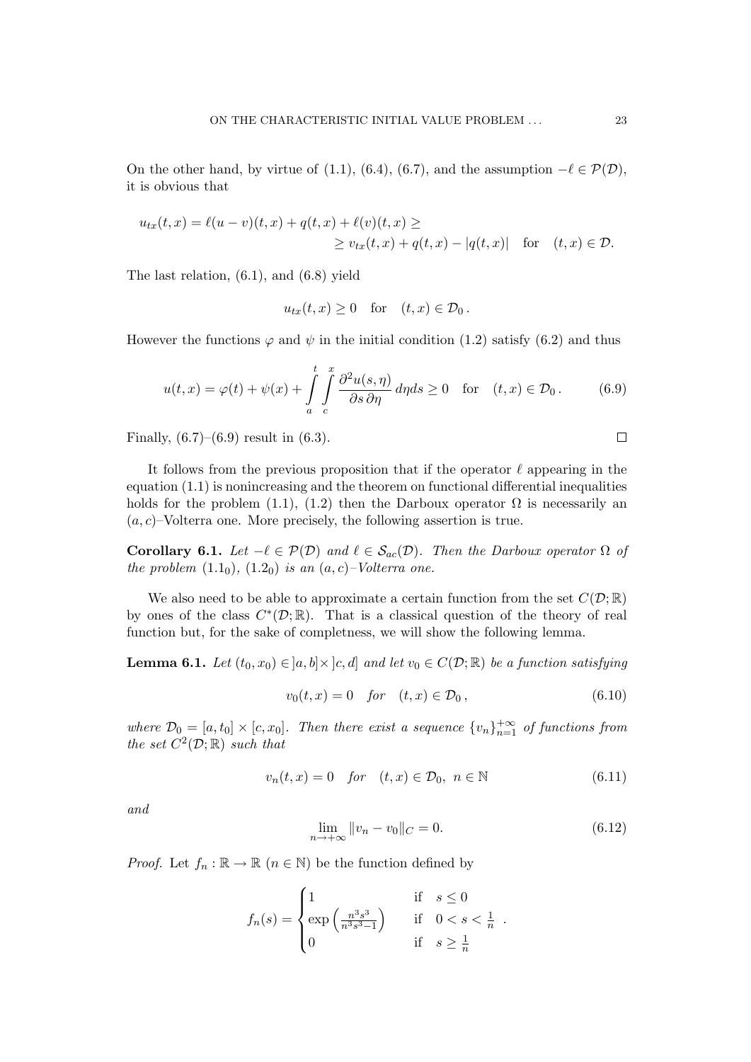On the other hand, by virtue of (1.1), (6.4), (6.7), and the assumption $-\ell \in \mathcal{P}(\mathcal{D})$, it is obvious that

$$u_{tx}(t,x) = \ell(u-v)(t,x) + q(t,x) + \ell(v)(t,x) \geq \\ \geq v_{tx}(t,x) + q(t,x) - |q(t,x)| \quad \text{for} \quad (t,x) \in \mathcal{D}.$$

The last relation, (6.1), and (6.8) yield

$$u_{tx}(t,x) \geq 0 \quad \text{for} \quad (t,x) \in \mathcal{D}_0\,.$$

However the functions $\varphi$ and $\psi$ in the initial condition (1.2) satisfy (6.2) and thus

$$u(t,x) = \varphi(t) + \psi(x) + \int_a^t \int_c^x \frac{\partial^2 u(s,\eta)}{\partial s\, \partial \eta}\, d\eta ds \geq 0 \quad \text{for} \quad (t,x) \in \mathcal{D}_0\,. \tag{6.9}$$

Finally, (6.7)–(6.9) result in (6.3). $\square$

It follows from the previous proposition that if the operator $\ell$ appearing in the equation (1.1) is nonincreasing and the theorem on functional differential inequalities holds for the problem (1.1), (1.2) then the Darboux operator $\Omega$ is necessarily an $(a,c)$–Volterra one. More precisely, the following assertion is true.

**Corollary 6.1.** *Let $-\ell \in \mathcal{P}(\mathcal{D})$ and $\ell \in \mathcal{S}_{ac}(\mathcal{D})$. Then the Darboux operator $\Omega$ of the problem $(1.1_0)$, $(1.2_0)$ is an $(a,c)$–Volterra one.*

We also need to be able to approximate a certain function from the set $C(\mathcal{D};\mathbb{R})$ by ones of the class $C^*(\mathcal{D};\mathbb{R})$. That is a classical question of the theory of real function but, for the sake of completness, we will show the following lemma.

**Lemma 6.1.** *Let $(t_0,x_0) \in \,]a,b] \times \,]c,d]$ and let $v_0 \in C(\mathcal{D};\mathbb{R})$ be a function satisfying*

$$v_0(t,x) = 0 \quad \textit{for} \quad (t,x) \in \mathcal{D}_0\,, \tag{6.10}$$

*where $\mathcal{D}_0 = [a,t_0] \times [c,x_0]$. Then there exist a sequence $\{v_n\}_{n=1}^{+\infty}$ of functions from the set $C^2(\mathcal{D};\mathbb{R})$ such that*

$$v_n(t,x) = 0 \quad \textit{for} \quad (t,x) \in \mathcal{D}_0,\ n \in \mathbb{N} \tag{6.11}$$

*and*

$$\lim_{n\to+\infty} \|v_n - v_0\|_C = 0. \tag{6.12}$$

*Proof.* Let $f_n : \mathbb{R} \to \mathbb{R}$ $(n \in \mathbb{N})$ be the function defined by

$$f_n(s) = \begin{cases} 1 & \text{if} \quad s \leq 0 \\ \exp\left(\frac{n^3 s^3}{n^3 s^3 - 1}\right) & \text{if} \quad 0 < s < \frac{1}{n} \\ 0 & \text{if} \quad s \geq \frac{1}{n} \end{cases}.$$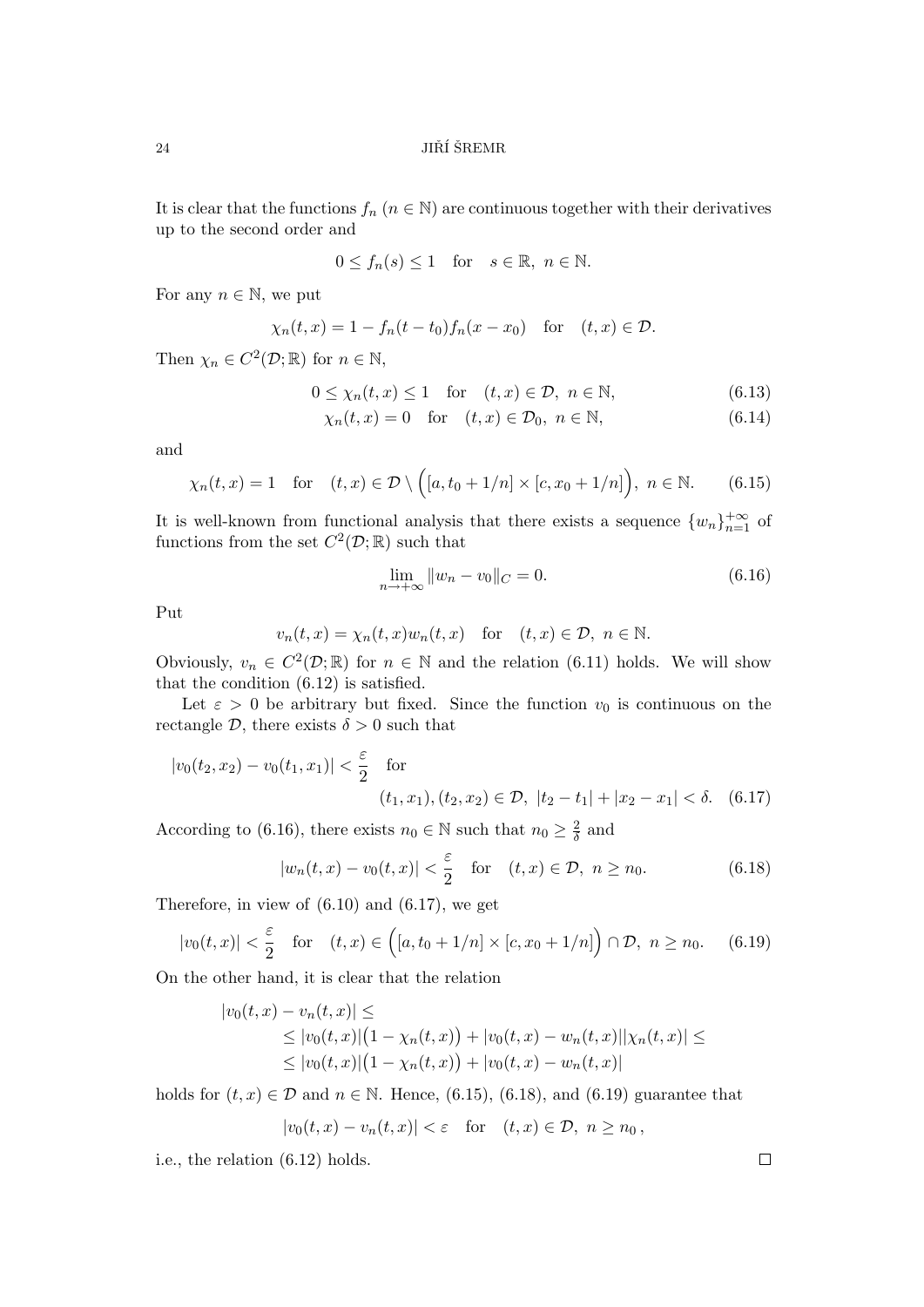It is clear that the functions $f_n$ ($n \in \mathbb{N}$) are continuous together with their derivatives up to the second order and

$$0 \le f_n(s) \le 1 \quad \text{for} \quad s \in \mathbb{R},\ n \in \mathbb{N}.$$

For any $n \in \mathbb{N}$, we put

$$\chi_n(t,x) = 1 - f_n(t-t_0) f_n(x-x_0) \quad \text{for} \quad (t,x) \in \mathcal{D}.$$

Then $\chi_n \in C^2(\mathcal{D};\mathbb{R})$ for $n \in \mathbb{N}$,

$$0 \le \chi_n(t,x) \le 1 \quad \text{for} \quad (t,x) \in \mathcal{D},\ n \in \mathbb{N}, \tag{6.13}$$

$$\chi_n(t,x) = 0 \quad \text{for} \quad (t,x) \in \mathcal{D}_0,\ n \in \mathbb{N}, \tag{6.14}$$

and

$$\chi_n(t,x) = 1 \quad \text{for} \quad (t,x) \in \mathcal{D} \setminus \Big([a, t_0 + 1/n] \times [c, x_0 + 1/n]\Big),\ n \in \mathbb{N}. \tag{6.15}$$

It is well-known from functional analysis that there exists a sequence $\{w_n\}_{n=1}^{+\infty}$ of functions from the set $C^2(\mathcal{D};\mathbb{R})$ such that

$$\lim_{n\to+\infty} \|w_n - v_0\|_C = 0. \tag{6.16}$$

Put

$$v_n(t,x) = \chi_n(t,x) w_n(t,x) \quad \text{for} \quad (t,x) \in \mathcal{D},\ n \in \mathbb{N}.$$

Obviously, $v_n \in C^2(\mathcal{D};\mathbb{R})$ for $n \in \mathbb{N}$ and the relation (6.11) holds. We will show that the condition (6.12) is satisfied.

Let $\varepsilon > 0$ be arbitrary but fixed. Since the function $v_0$ is continuous on the rectangle $\mathcal{D}$, there exists $\delta > 0$ such that

$$|v_0(t_2,x_2) - v_0(t_1,x_1)| < \frac{\varepsilon}{2} \quad \text{for} \quad (t_1,x_1),(t_2,x_2) \in \mathcal{D},\ |t_2 - t_1| + |x_2 - x_1| < \delta. \tag{6.17}$$

According to (6.16), there exists $n_0 \in \mathbb{N}$ such that $n_0 \ge \frac{2}{\delta}$ and

$$|w_n(t,x) - v_0(t,x)| < \frac{\varepsilon}{2} \quad \text{for} \quad (t,x) \in \mathcal{D},\ n \ge n_0. \tag{6.18}$$

Therefore, in view of (6.10) and (6.17), we get

$$|v_0(t,x)| < \frac{\varepsilon}{2} \quad \text{for} \quad (t,x) \in \Big([a, t_0 + 1/n] \times [c, x_0 + 1/n]\Big) \cap \mathcal{D},\ n \ge n_0. \tag{6.19}$$

On the other hand, it is clear that the relation

$$\begin{aligned}
|v_0(t,x) - v_n(t,x)| &\le \\
&\le |v_0(t,x)|\big(1 - \chi_n(t,x)\big) + |v_0(t,x) - w_n(t,x)||\chi_n(t,x)| \le \\
&\le |v_0(t,x)|\big(1 - \chi_n(t,x)\big) + |v_0(t,x) - w_n(t,x)|
\end{aligned}$$

holds for $(t,x) \in \mathcal{D}$ and $n \in \mathbb{N}$. Hence, (6.15), (6.18), and (6.19) guarantee that

$$|v_0(t,x) - v_n(t,x)| < \varepsilon \quad \text{for} \quad (t,x) \in \mathcal{D},\ n \ge n_0,$$

i.e., the relation (6.12) holds. □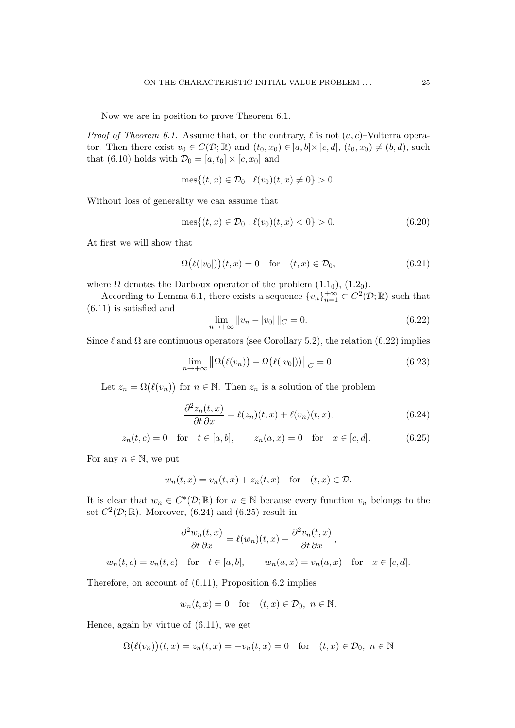Now we are in position to prove Theorem 6.1.

*Proof of Theorem 6.1.* Assume that, on the contrary, $\ell$ is not $(a,c)$–Volterra operator. Then there exist $v_0 \in C(\mathcal{D};\mathbb{R})$ and $(t_0,x_0) \in ]a,b]\times ]c,d]$, $(t_0,x_0) \neq (b,d)$, such that (6.10) holds with $\mathcal{D}_0 = [a,t_0] \times [c,x_0]$ and

$$\operatorname{mes}\{(t,x) \in \mathcal{D}_0 : \ell(v_0)(t,x) \neq 0\} > 0.$$

Without loss of generality we can assume that

$$\operatorname{mes}\{(t,x) \in \mathcal{D}_0 : \ell(v_0)(t,x) < 0\} > 0. \tag{6.20}$$

At first we will show that

$$\Omega\big(\ell(|v_0|)\big)(t,x) = 0 \quad \text{for} \quad (t,x) \in \mathcal{D}_0, \tag{6.21}$$

where $\Omega$ denotes the Darboux operator of the problem $(1.1_0)$, $(1.2_0)$.

According to Lemma 6.1, there exists a sequence $\{v_n\}_{n=1}^{+\infty} \subset C^2(\mathcal{D};\mathbb{R})$ such that (6.11) is satisfied and

$$\lim_{n\to+\infty} \|v_n - |v_0|\,\|_C = 0. \tag{6.22}$$

Since $\ell$ and $\Omega$ are continuous operators (see Corollary 5.2), the relation (6.22) implies

$$\lim_{n\to+\infty} \big\|\Omega\big(\ell(v_n)\big) - \Omega\big(\ell(|v_0|)\big)\big\|_C = 0. \tag{6.23}$$

Let $z_n = \Omega\big(\ell(v_n)\big)$ for $n \in \mathbb{N}$. Then $z_n$ is a solution of the problem

$$\frac{\partial^2 z_n(t,x)}{\partial t\, \partial x} = \ell(z_n)(t,x) + \ell(v_n)(t,x), \tag{6.24}$$

$$z_n(t,c) = 0 \quad \text{for} \quad t \in [a,b], \qquad z_n(a,x) = 0 \quad \text{for} \quad x \in [c,d]. \tag{6.25}$$

For any $n \in \mathbb{N}$, we put

$$w_n(t,x) = v_n(t,x) + z_n(t,x) \quad \text{for} \quad (t,x) \in \mathcal{D}.$$

It is clear that $w_n \in C^*(\mathcal{D};\mathbb{R})$ for $n \in \mathbb{N}$ because every function $v_n$ belongs to the set $C^2(\mathcal{D};\mathbb{R})$. Moreover, (6.24) and (6.25) result in

$$\frac{\partial^2 w_n(t,x)}{\partial t\, \partial x} = \ell(w_n)(t,x) + \frac{\partial^2 v_n(t,x)}{\partial t\, \partial x}\,,$$

$$w_n(t,c) = v_n(t,c) \quad \text{for} \quad t \in [a,b], \qquad w_n(a,x) = v_n(a,x) \quad \text{for} \quad x \in [c,d].$$

Therefore, on account of (6.11), Proposition 6.2 implies

$$w_n(t,x) = 0 \quad \text{for} \quad (t,x) \in \mathcal{D}_0,\ n \in \mathbb{N}.$$

Hence, again by virtue of (6.11), we get

$$\Omega\big(\ell(v_n)\big)(t,x) = z_n(t,x) = -v_n(t,x) = 0 \quad \text{for} \quad (t,x) \in \mathcal{D}_0,\ n \in \mathbb{N}$$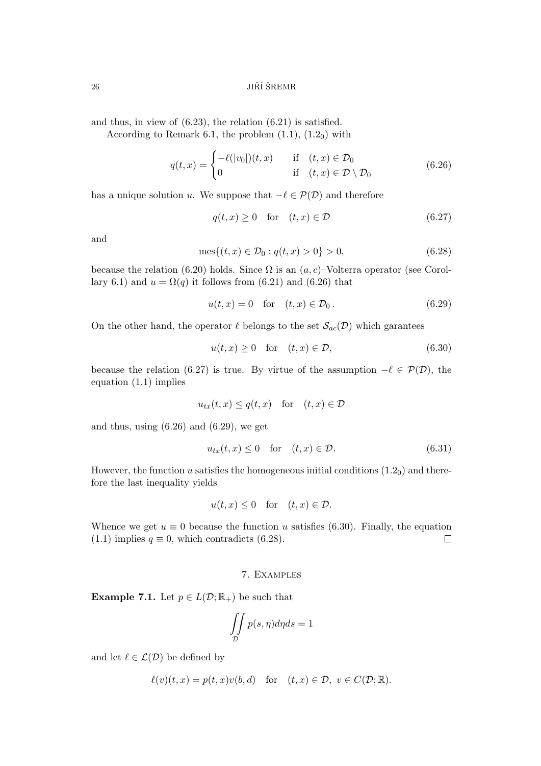and thus, in view of (6.23), the relation (6.21) is satisfied.

According to Remark 6.1, the problem (1.1), $(1.2_0)$ with

$$q(t,x) = \begin{cases} -\ell(|v_0|)(t,x) & \text{if} \quad (t,x) \in \mathcal{D}_0 \\ 0 & \text{if} \quad (t,x) \in \mathcal{D} \setminus \mathcal{D}_0 \end{cases} \tag{6.26}$$

has a unique solution $u$. We suppose that $-\ell \in \mathcal{P}(\mathcal{D})$ and therefore

$$q(t,x) \geq 0 \quad \text{for} \quad (t,x) \in \mathcal{D} \tag{6.27}$$

and

$$\operatorname{mes}\{(t,x) \in \mathcal{D}_0 : q(t,x) > 0\} > 0, \tag{6.28}$$

because the relation (6.20) holds. Since $\Omega$ is an $(a,c)$–Volterra operator (see Corollary 6.1) and $u = \Omega(q)$ it follows from (6.21) and (6.26) that

$$u(t,x) = 0 \quad \text{for} \quad (t,x) \in \mathcal{D}_0\,. \tag{6.29}$$

On the other hand, the operator $\ell$ belongs to the set $\mathcal{S}_{ac}(\mathcal{D})$ which garantees

$$u(t,x) \geq 0 \quad \text{for} \quad (t,x) \in \mathcal{D}, \tag{6.30}$$

because the relation (6.27) is true. By virtue of the assumption $-\ell \in \mathcal{P}(\mathcal{D})$, the equation (1.1) implies

$$u_{tx}(t,x) \leq q(t,x) \quad \text{for} \quad (t,x) \in \mathcal{D}$$

and thus, using (6.26) and (6.29), we get

$$u_{tx}(t,x) \leq 0 \quad \text{for} \quad (t,x) \in \mathcal{D}. \tag{6.31}$$

However, the function $u$ satisfies the homogeneous initial conditions $(1.2_0)$ and therefore the last inequality yields

$$u(t,x) \leq 0 \quad \text{for} \quad (t,x) \in \mathcal{D}.$$

Whence we get $u \equiv 0$ because the function $u$ satisfies (6.30). Finally, the equation (1.1) implies $q \equiv 0$, which contradicts (6.28). $\square$

## 7. Examples

**Example 7.1.** Let $p \in L(\mathcal{D}; \mathbb{R}_+)$ be such that

$$\iint\limits_{\mathcal{D}} p(s,\eta)d\eta ds = 1$$

and let $\ell \in \mathcal{L}(\mathcal{D})$ be defined by

$$\ell(v)(t,x) = p(t,x)v(b,d) \quad \text{for} \quad (t,x) \in \mathcal{D},\ v \in C(\mathcal{D}; \mathbb{R}).$$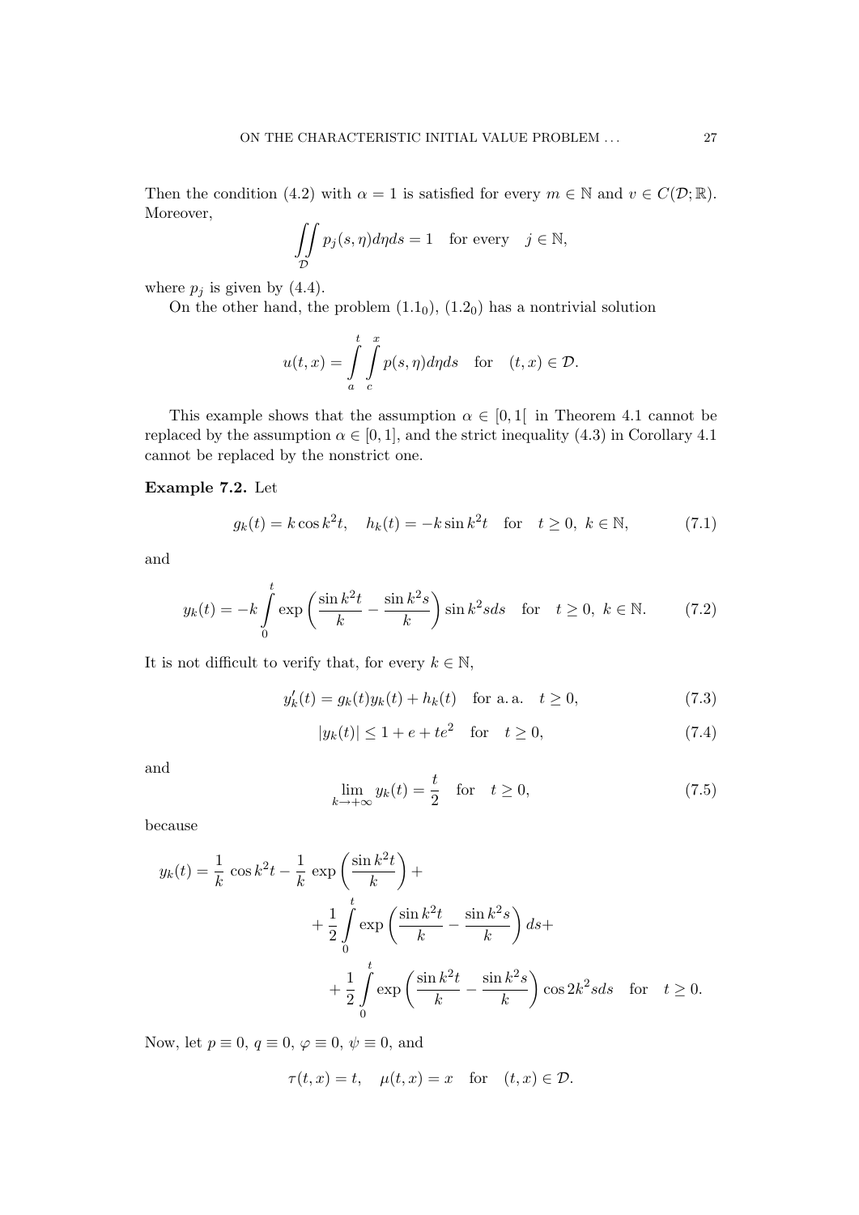Then the condition (4.2) with $\alpha = 1$ is satisfied for every $m \in \mathbb{N}$ and $v \in C(\mathcal{D}; \mathbb{R})$. Moreover,

$$\iint\limits_{\mathcal{D}} p_j(s, \eta) d\eta ds = 1 \quad \text{for every} \quad j \in \mathbb{N},$$

where $p_j$ is given by (4.4).

On the other hand, the problem $(1.1_0)$, $(1.2_0)$ has a nontrivial solution

$$u(t, x) = \int\limits_a^t \int\limits_c^x p(s, \eta) d\eta ds \quad \text{for} \quad (t, x) \in \mathcal{D}.$$

This example shows that the assumption $\alpha \in [0, 1[$ in Theorem 4.1 cannot be replaced by the assumption $\alpha \in [0, 1]$, and the strict inequality (4.3) in Corollary 4.1 cannot be replaced by the nonstrict one.

**Example 7.2.** Let

$$g_k(t) = k \cos k^2 t, \quad h_k(t) = -k \sin k^2 t \quad \text{for} \quad t \geq 0, \ k \in \mathbb{N}, \tag{7.1}$$

and

$$y_k(t) = -k \int\limits_0^t \exp\left(\frac{\sin k^2 t}{k} - \frac{\sin k^2 s}{k}\right) \sin k^2 s ds \quad \text{for} \quad t \geq 0, \ k \in \mathbb{N}. \tag{7.2}$$

It is not difficult to verify that, for every $k \in \mathbb{N}$,

$$y_k'(t) = g_k(t) y_k(t) + h_k(t) \quad \text{for a. a.} \quad t \geq 0, \tag{7.3}$$

$$|y_k(t)| \leq 1 + e + te^2 \quad \text{for} \quad t \geq 0, \tag{7.4}$$

and

$$\lim_{k \to +\infty} y_k(t) = \frac{t}{2} \quad \text{for} \quad t \geq 0, \tag{7.5}$$

because

$$\begin{aligned} y_k(t) = \frac{1}{k} \cos k^2 t - \frac{1}{k} \exp\left(\frac{\sin k^2 t}{k}\right) + \\ + \frac{1}{2} \int\limits_0^t \exp\left(\frac{\sin k^2 t}{k} - \frac{\sin k^2 s}{k}\right) ds + \\ + \frac{1}{2} \int\limits_0^t \exp\left(\frac{\sin k^2 t}{k} - \frac{\sin k^2 s}{k}\right) \cos 2k^2 s ds \quad \text{for} \quad t \geq 0. \end{aligned}$$

Now, let $p \equiv 0$, $q \equiv 0$, $\varphi \equiv 0$, $\psi \equiv 0$, and

$$\tau(t, x) = t, \quad \mu(t, x) = x \quad \text{for} \quad (t, x) \in \mathcal{D}.$$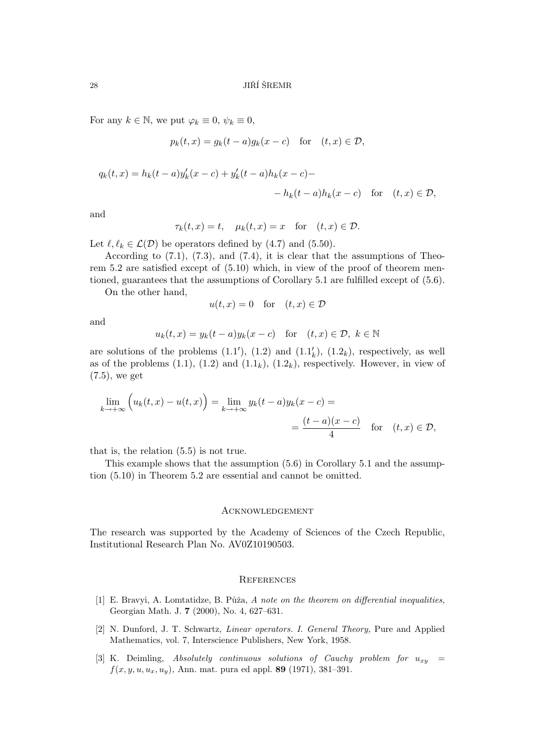For any $k \in \mathbb{N}$, we put $\varphi_k \equiv 0$, $\psi_k \equiv 0$,

$$p_k(t,x) = g_k(t-a)g_k(x-c) \quad \text{for} \quad (t,x) \in \mathcal{D},$$

$$q_k(t,x) = h_k(t-a)y_k'(x-c) + y_k'(t-a)h_k(x-c) - \\ - h_k(t-a)h_k(x-c) \quad \text{for} \quad (t,x) \in \mathcal{D},$$

and

$$\tau_k(t,x) = t, \quad \mu_k(t,x) = x \quad \text{for} \quad (t,x) \in \mathcal{D}.$$

Let $\ell, \ell_k \in \mathcal{L}(\mathcal{D})$ be operators defined by (4.7) and (5.50).

According to (7.1), (7.3), and (7.4), it is clear that the assumptions of Theorem 5.2 are satisfied except of (5.10) which, in view of the proof of theorem mentioned, guarantees that the assumptions of Corollary 5.1 are fulfilled except of (5.6).

On the other hand,

$$u(t,x) = 0 \quad \text{for} \quad (t,x) \in \mathcal{D}$$

and

$$u_k(t,x) = y_k(t-a)y_k(x-c) \quad \text{for} \quad (t,x) \in \mathcal{D}, \ k \in \mathbb{N}$$

are solutions of the problems (1.1′), (1.2) and ($1.1_k'$), ($1.2_k$), respectively, as well as of the problems (1.1), (1.2) and ($1.1_k$), ($1.2_k$), respectively. However, in view of (7.5), we get

$$\lim_{k\to+\infty}\Big(u_k(t,x) - u(t,x)\Big) = \lim_{k\to+\infty} y_k(t-a)y_k(x-c) = \\ = \frac{(t-a)(x-c)}{4} \quad \text{for} \quad (t,x) \in \mathcal{D},$$

that is, the relation (5.5) is not true.

This example shows that the assumption (5.6) in Corollary 5.1 and the assumption (5.10) in Theorem 5.2 are essential and cannot be omitted.

## Acknowledgement

The research was supported by the Academy of Sciences of the Czech Republic, Institutional Research Plan No. AV0Z10190503.

## References

[1] E. Bravyi, A. Lomtatidze, B. Půža, *A note on the theorem on differential inequalities,* Georgian Math. J. **7** (2000), No. 4, 627–631.

[2] N. Dunford, J. T. Schwartz, *Linear operators. I. General Theory,* Pure and Applied Mathematics, vol. 7, Interscience Publishers, New York, 1958.

[3] K. Deimling, *Absolutely continuous solutions of Cauchy problem for $u_{xy} = f(x,y,u,u_x,u_y)$,* Ann. mat. pura ed appl. **89** (1971), 381–391.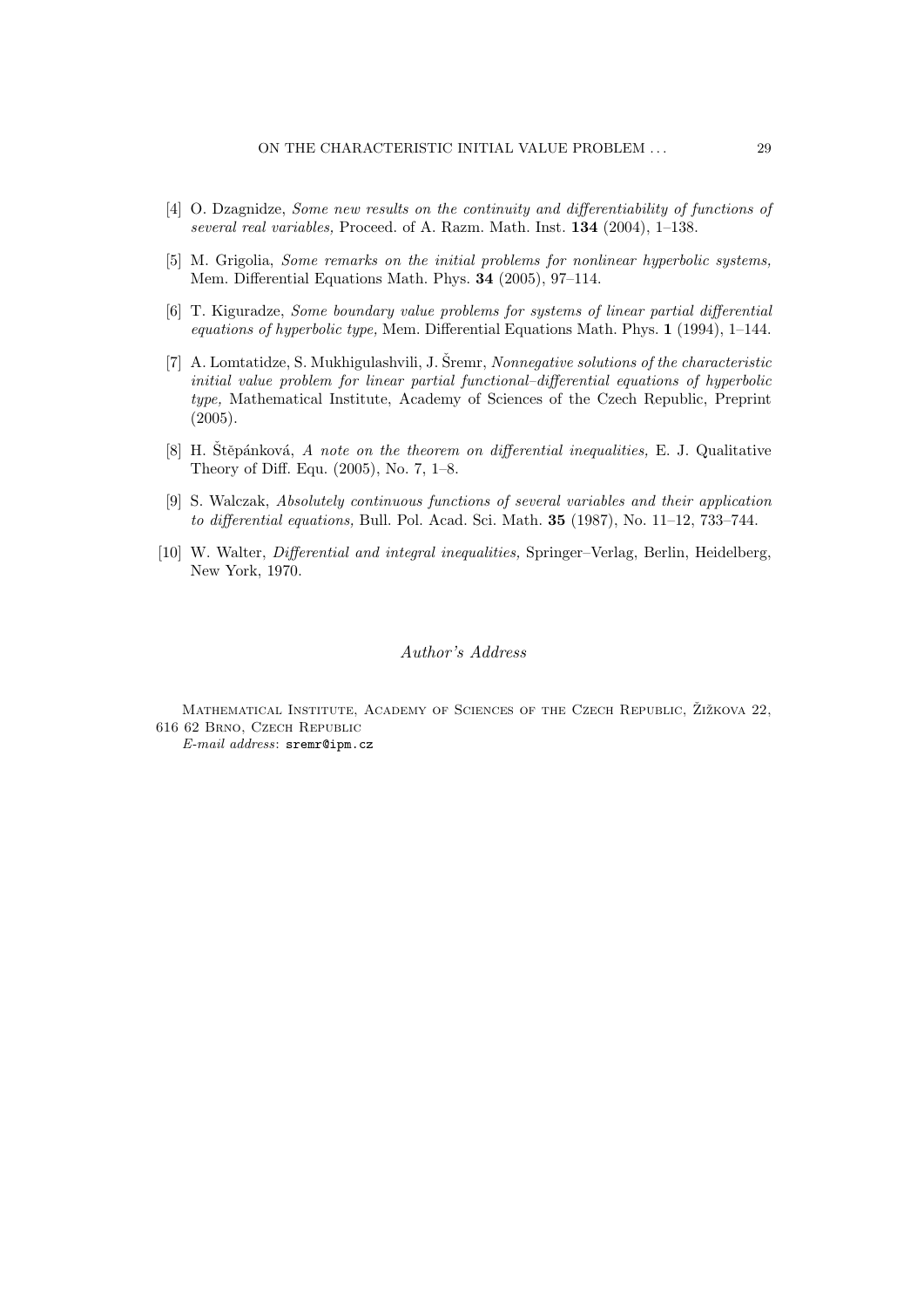[4] O. Dzagnidze, *Some new results on the continuity and differentiability of functions of several real variables,* Proceed. of A. Razm. Math. Inst. **134** (2004), 1–138.

[5] M. Grigolia, *Some remarks on the initial problems for nonlinear hyperbolic systems,* Mem. Differential Equations Math. Phys. **34** (2005), 97–114.

[6] T. Kiguradze, *Some boundary value problems for systems of linear partial differential equations of hyperbolic type,* Mem. Differential Equations Math. Phys. **1** (1994), 1–144.

[7] A. Lomtatidze, S. Mukhigulashvili, J. Šremr, *Nonnegative solutions of the characteristic initial value problem for linear partial functional–differential equations of hyperbolic type,* Mathematical Institute, Academy of Sciences of the Czech Republic, Preprint (2005).

[8] H. Štěpánková, *A note on the theorem on differential inequalities,* E. J. Qualitative Theory of Diff. Equ. (2005), No. 7, 1–8.

[9] S. Walczak, *Absolutely continuous functions of several variables and their application to differential equations,* Bull. Pol. Acad. Sci. Math. **35** (1987), No. 11–12, 733–744.

[10] W. Walter, *Differential and integral inequalities,* Springer–Verlag, Berlin, Heidelberg, New York, 1970.

## *Author's Address*

Mathematical Institute, Academy of Sciences of the Czech Republic, Žižkova 22, 616 62 Brno, Czech Republic

*E-mail address*: `sremr@ipm.cz`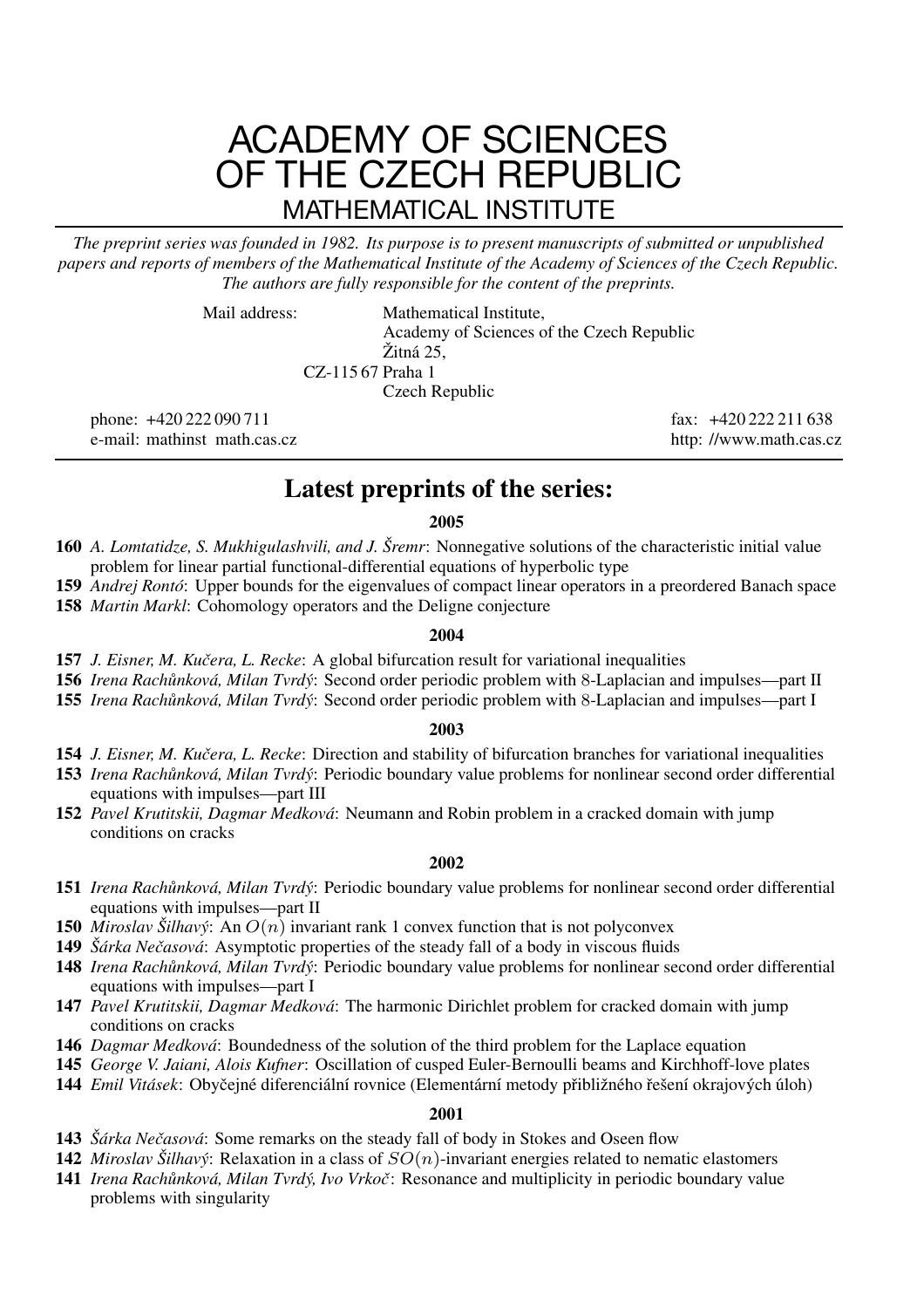# ACADEMY OF SCIENCES OF THE CZECH REPUBLIC

## MATHEMATICAL INSTITUTE

*The preprint series was founded in 1982. Its purpose is to present manuscripts of submitted or unpublished papers and reports of members of the Mathematical Institute of the Academy of Sciences of the Czech Republic. The authors are fully responsible for the content of the preprints.*

Mail address: Mathematical Institute,
Academy of Sciences of the Czech Republic
Žitná 25,
CZ-115 67 Praha 1
Czech Republic

phone: +420 222 090 711 fax: +420 222 211 638
e-mail: mathinst math.cas.cz http: //www.math.cas.cz

## Latest preprints of the series:

### 2005

**160** *A. Lomtatidze, S. Mukhigulashvili, and J. Šremr*: Nonnegative solutions of the characteristic initial value problem for linear partial functional-differential equations of hyperbolic type

**159** *Andrej Rontó*: Upper bounds for the eigenvalues of compact linear operators in a preordered Banach space

**158** *Martin Markl*: Cohomology operators and the Deligne conjecture

### 2004

**157** *J. Eisner, M. Kučera, L. Recke*: A global bifurcation result for variational inequalities

**156** *Irena Rachůnková, Milan Tvrdý*: Second order periodic problem with 8-Laplacian and impulses—part II

**155** *Irena Rachůnková, Milan Tvrdý*: Second order periodic problem with 8-Laplacian and impulses—part I

### 2003

**154** *J. Eisner, M. Kučera, L. Recke*: Direction and stability of bifurcation branches for variational inequalities

**153** *Irena Rachůnková, Milan Tvrdý*: Periodic boundary value problems for nonlinear second order differential equations with impulses—part III

**152** *Pavel Krutitskii, Dagmar Medková*: Neumann and Robin problem in a cracked domain with jump conditions on cracks

### 2002

**151** *Irena Rachůnková, Milan Tvrdý*: Periodic boundary value problems for nonlinear second order differential equations with impulses—part II

**150** *Miroslav Šilhavý*: An $O(n)$ invariant rank 1 convex function that is not polyconvex

**149** *Šárka Nečasová*: Asymptotic properties of the steady fall of a body in viscous fluids

**148** *Irena Rachůnková, Milan Tvrdý*: Periodic boundary value problems for nonlinear second order differential equations with impulses—part I

**147** *Pavel Krutitskii, Dagmar Medková*: The harmonic Dirichlet problem for cracked domain with jump conditions on cracks

**146** *Dagmar Medková*: Boundedness of the solution of the third problem for the Laplace equation

**145** *George V. Jaiani, Alois Kufner*: Oscillation of cusped Euler-Bernoulli beams and Kirchhoff-love plates

**144** *Emil Vitásek*: Obyčejné diferenciální rovnice (Elementární metody přibližného řešení okrajových úloh)

### 2001

**143** *Šárka Nečasová*: Some remarks on the steady fall of body in Stokes and Oseen flow

**142** *Miroslav Šilhavý*: Relaxation in a class of $SO(n)$-invariant energies related to nematic elastomers

**141** *Irena Rachůnková, Milan Tvrdý, Ivo Vrkoč*: Resonance and multiplicity in periodic boundary value problems with singularity